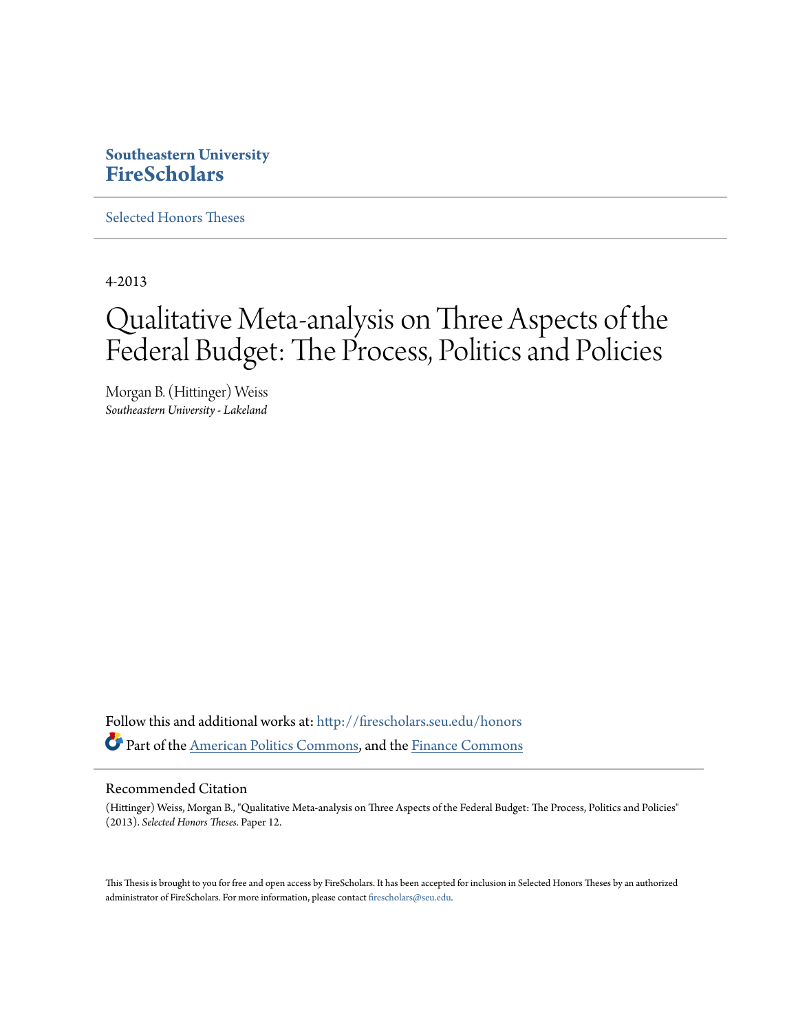**Southeastern University**
**FireScholars**

Selected Honors Theses

---

4-2013

# Qualitative Meta-analysis on Three Aspects of the Federal Budget: The Process, Politics and Policies

Morgan B. (Hittinger) Weiss
*Southeastern University - Lakeland*

Follow this and additional works at: http://firescholars.seu.edu/honors

Part of the American Politics Commons, and the Finance Commons

---

## Recommended Citation

(Hittinger) Weiss, Morgan B., "Qualitative Meta-analysis on Three Aspects of the Federal Budget: The Process, Politics and Policies" (2013). *Selected Honors Theses.* Paper 12.

This Thesis is brought to you for free and open access by FireScholars. It has been accepted for inclusion in Selected Honors Theses by an authorized administrator of FireScholars. For more information, please contact firescholars@seu.edu.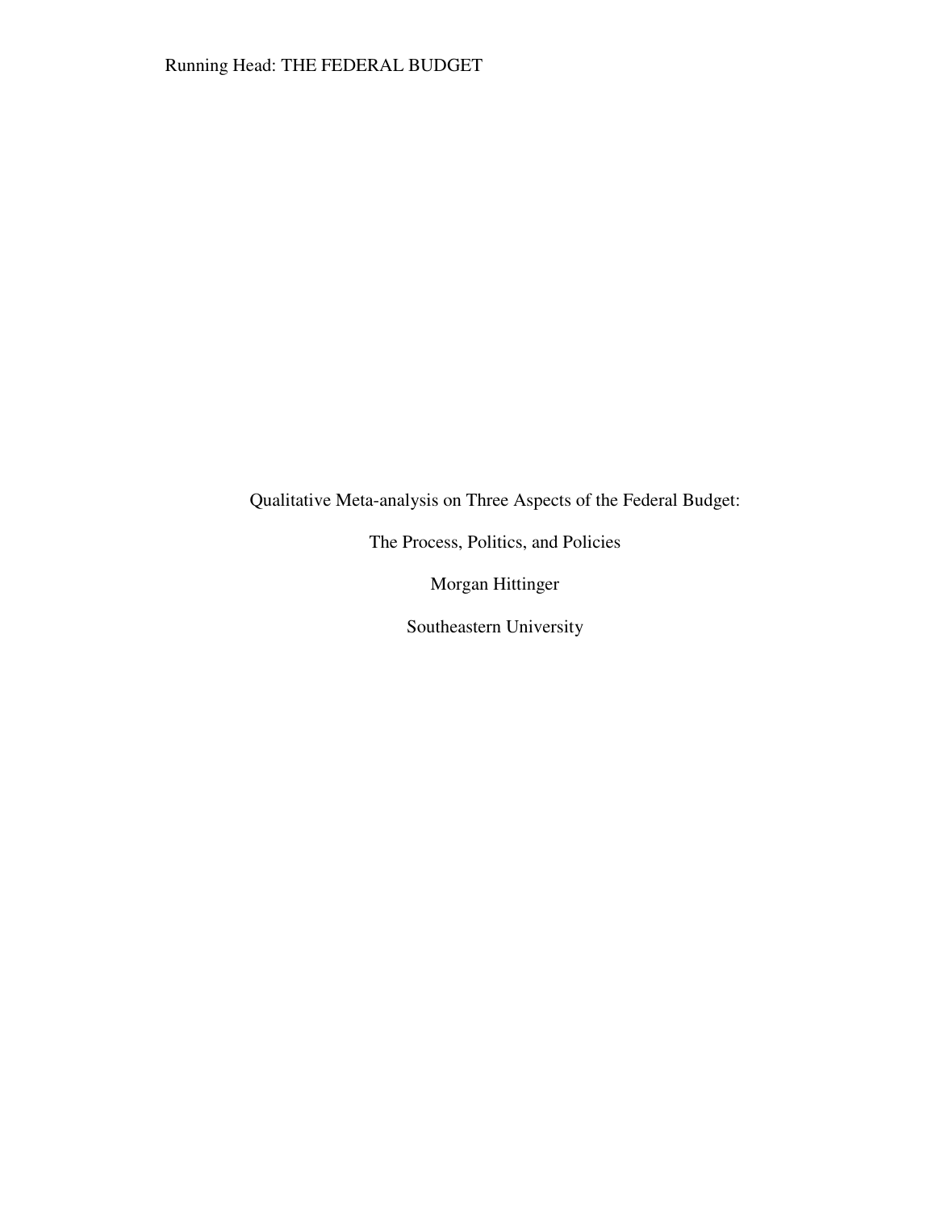Qualitative Meta-analysis on Three Aspects of the Federal Budget:

The Process, Politics, and Policies

Morgan Hittinger

Southeastern University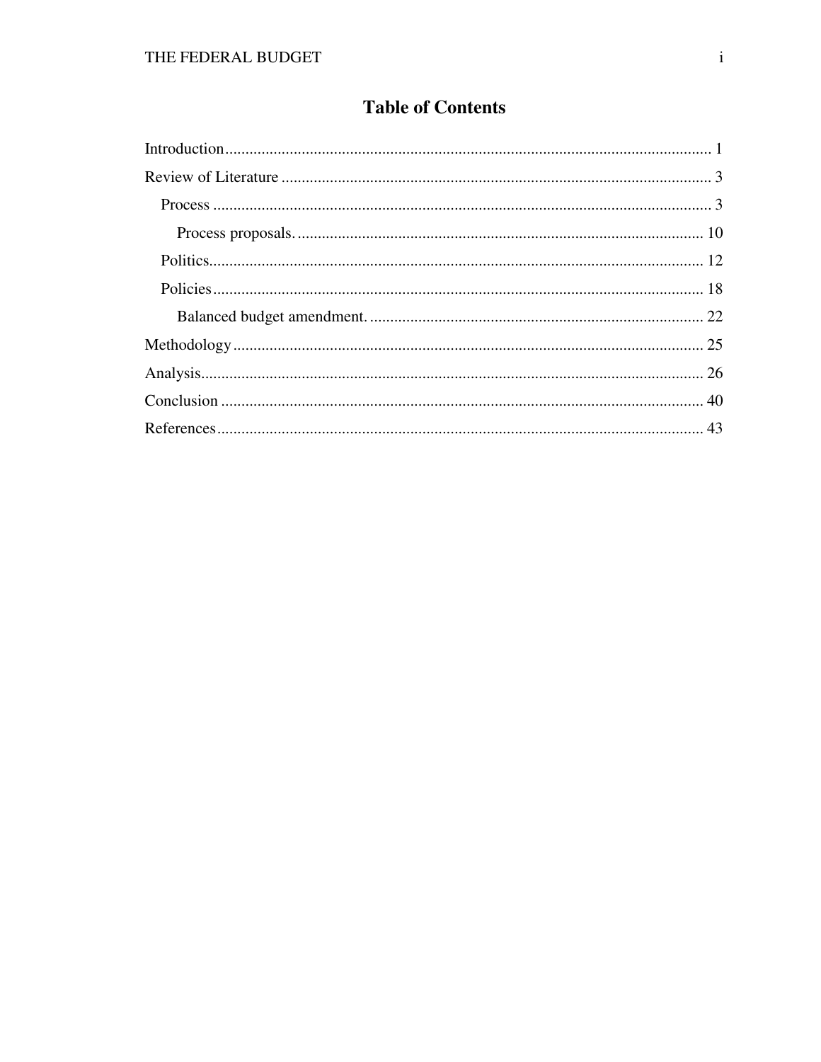# Table of Contents

Introduction ........................................................................................................................ 1

Review of Literature .......................................................................................................... 3

  Process ........................................................................................................................... 3

    Process proposals. ..................................................................................................... 10

  Politics........................................................................................................................... 12

  Policies .......................................................................................................................... 18

    Balanced budget amendment. ................................................................................... 22

Methodology ..................................................................................................................... 25

Analysis............................................................................................................................. 26

Conclusion ........................................................................................................................ 40

References ......................................................................................................................... 43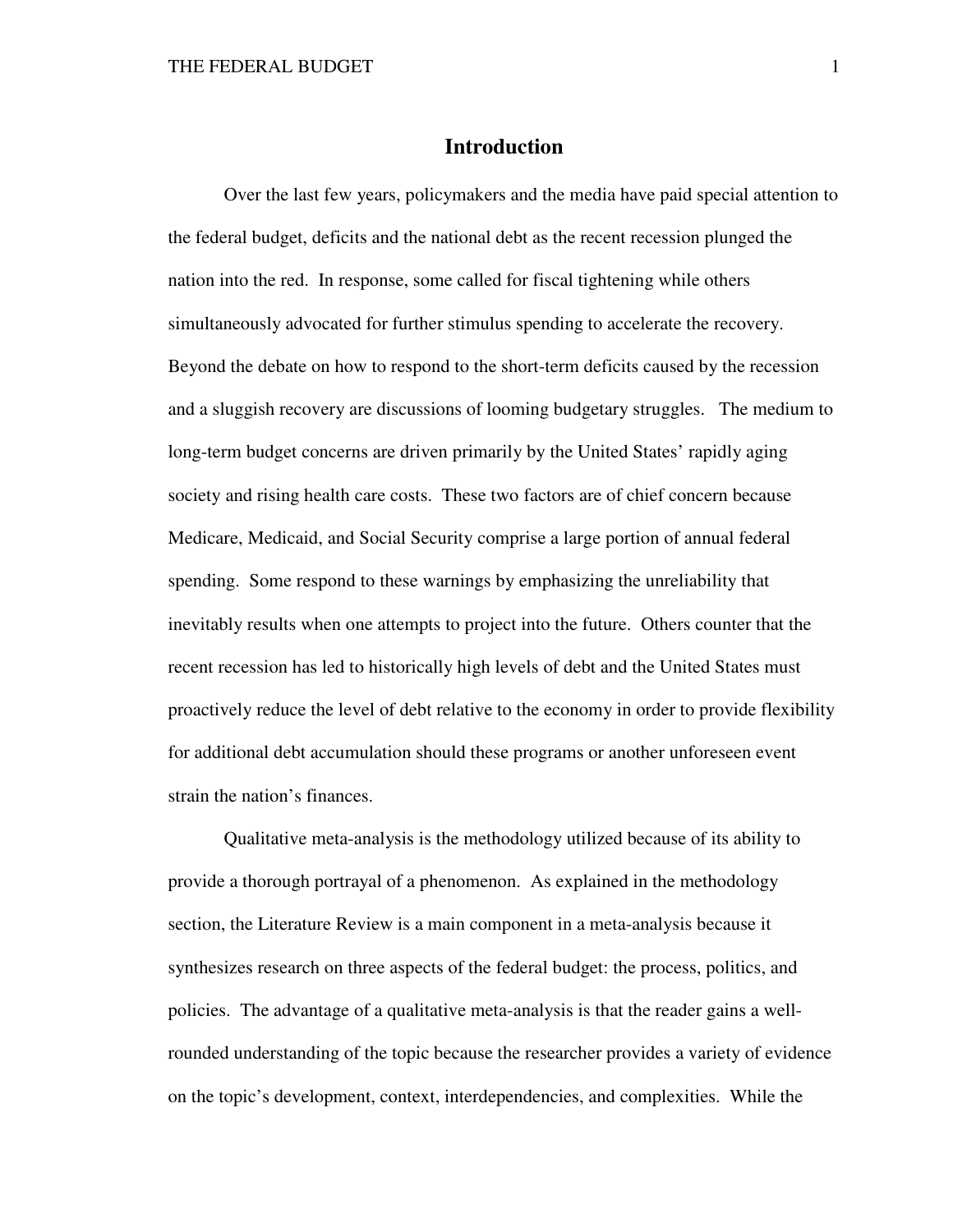# Introduction

Over the last few years, policymakers and the media have paid special attention to the federal budget, deficits and the national debt as the recent recession plunged the nation into the red. In response, some called for fiscal tightening while others simultaneously advocated for further stimulus spending to accelerate the recovery. Beyond the debate on how to respond to the short-term deficits caused by the recession and a sluggish recovery are discussions of looming budgetary struggles. The medium to long-term budget concerns are driven primarily by the United States' rapidly aging society and rising health care costs. These two factors are of chief concern because Medicare, Medicaid, and Social Security comprise a large portion of annual federal spending. Some respond to these warnings by emphasizing the unreliability that inevitably results when one attempts to project into the future. Others counter that the recent recession has led to historically high levels of debt and the United States must proactively reduce the level of debt relative to the economy in order to provide flexibility for additional debt accumulation should these programs or another unforeseen event strain the nation's finances.

Qualitative meta-analysis is the methodology utilized because of its ability to provide a thorough portrayal of a phenomenon. As explained in the methodology section, the Literature Review is a main component in a meta-analysis because it synthesizes research on three aspects of the federal budget: the process, politics, and policies. The advantage of a qualitative meta-analysis is that the reader gains a well-rounded understanding of the topic because the researcher provides a variety of evidence on the topic's development, context, interdependencies, and complexities. While the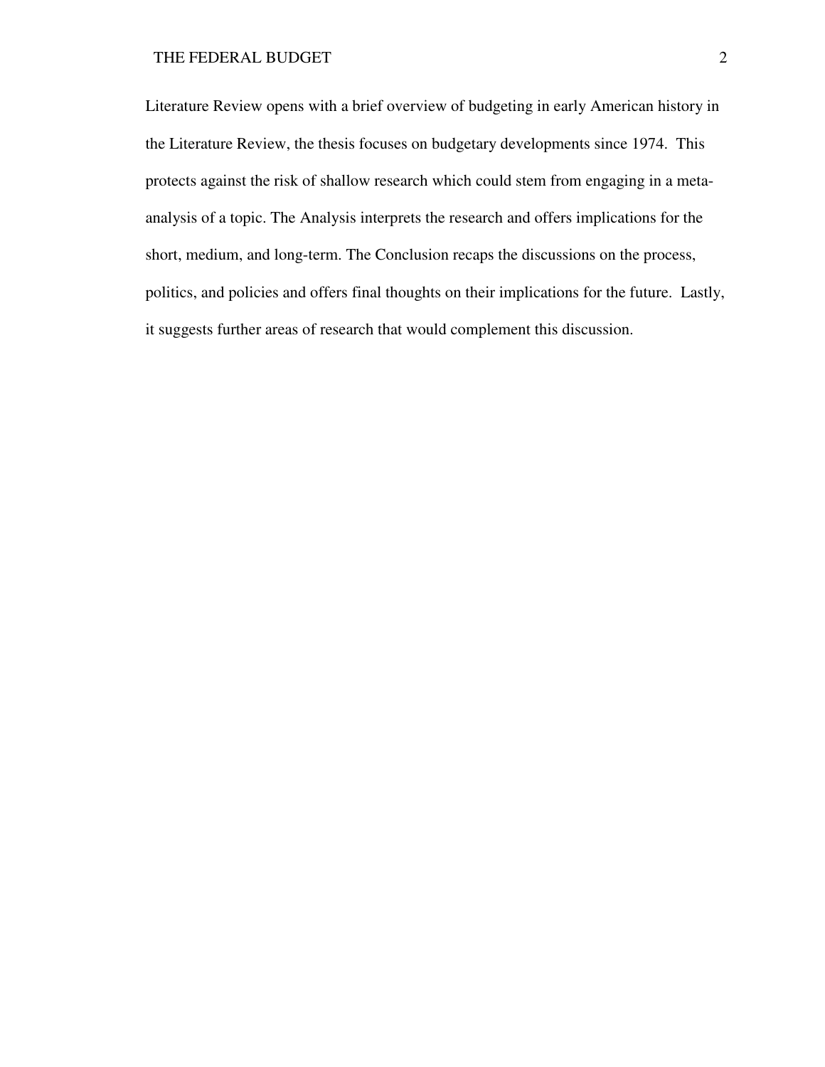Literature Review opens with a brief overview of budgeting in early American history in the Literature Review, the thesis focuses on budgetary developments since 1974. This protects against the risk of shallow research which could stem from engaging in a meta-analysis of a topic. The Analysis interprets the research and offers implications for the short, medium, and long-term. The Conclusion recaps the discussions on the process, politics, and policies and offers final thoughts on their implications for the future. Lastly, it suggests further areas of research that would complement this discussion.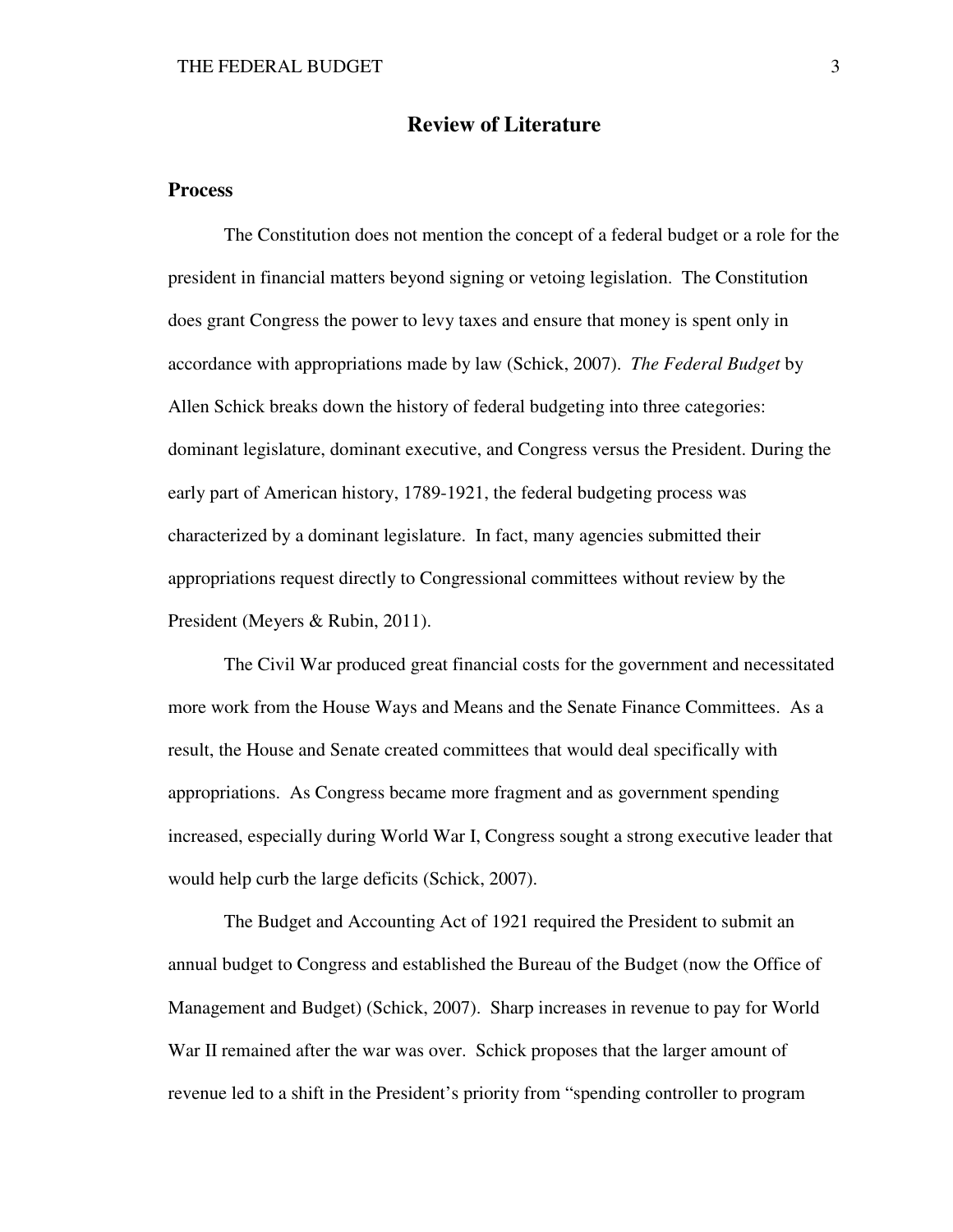# Review of Literature

## Process

The Constitution does not mention the concept of a federal budget or a role for the president in financial matters beyond signing or vetoing legislation. The Constitution does grant Congress the power to levy taxes and ensure that money is spent only in accordance with appropriations made by law (Schick, 2007). *The Federal Budget* by Allen Schick breaks down the history of federal budgeting into three categories: dominant legislature, dominant executive, and Congress versus the President. During the early part of American history, 1789-1921, the federal budgeting process was characterized by a dominant legislature. In fact, many agencies submitted their appropriations request directly to Congressional committees without review by the President (Meyers & Rubin, 2011).

The Civil War produced great financial costs for the government and necessitated more work from the House Ways and Means and the Senate Finance Committees. As a result, the House and Senate created committees that would deal specifically with appropriations. As Congress became more fragment and as government spending increased, especially during World War I, Congress sought a strong executive leader that would help curb the large deficits (Schick, 2007).

The Budget and Accounting Act of 1921 required the President to submit an annual budget to Congress and established the Bureau of the Budget (now the Office of Management and Budget) (Schick, 2007). Sharp increases in revenue to pay for World War II remained after the war was over. Schick proposes that the larger amount of revenue led to a shift in the President's priority from "spending controller to program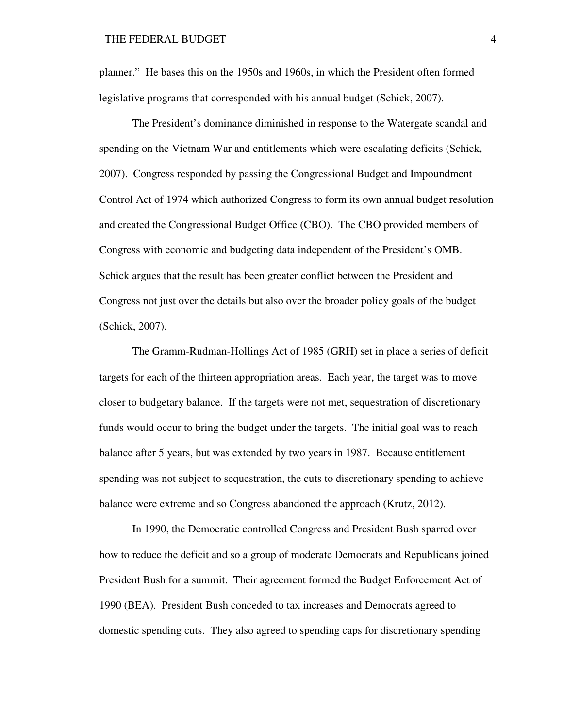planner." He bases this on the 1950s and 1960s, in which the President often formed legislative programs that corresponded with his annual budget (Schick, 2007).

The President's dominance diminished in response to the Watergate scandal and spending on the Vietnam War and entitlements which were escalating deficits (Schick, 2007). Congress responded by passing the Congressional Budget and Impoundment Control Act of 1974 which authorized Congress to form its own annual budget resolution and created the Congressional Budget Office (CBO). The CBO provided members of Congress with economic and budgeting data independent of the President's OMB. Schick argues that the result has been greater conflict between the President and Congress not just over the details but also over the broader policy goals of the budget (Schick, 2007).

The Gramm-Rudman-Hollings Act of 1985 (GRH) set in place a series of deficit targets for each of the thirteen appropriation areas. Each year, the target was to move closer to budgetary balance. If the targets were not met, sequestration of discretionary funds would occur to bring the budget under the targets. The initial goal was to reach balance after 5 years, but was extended by two years in 1987. Because entitlement spending was not subject to sequestration, the cuts to discretionary spending to achieve balance were extreme and so Congress abandoned the approach (Krutz, 2012).

In 1990, the Democratic controlled Congress and President Bush sparred over how to reduce the deficit and so a group of moderate Democrats and Republicans joined President Bush for a summit. Their agreement formed the Budget Enforcement Act of 1990 (BEA). President Bush conceded to tax increases and Democrats agreed to domestic spending cuts. They also agreed to spending caps for discretionary spending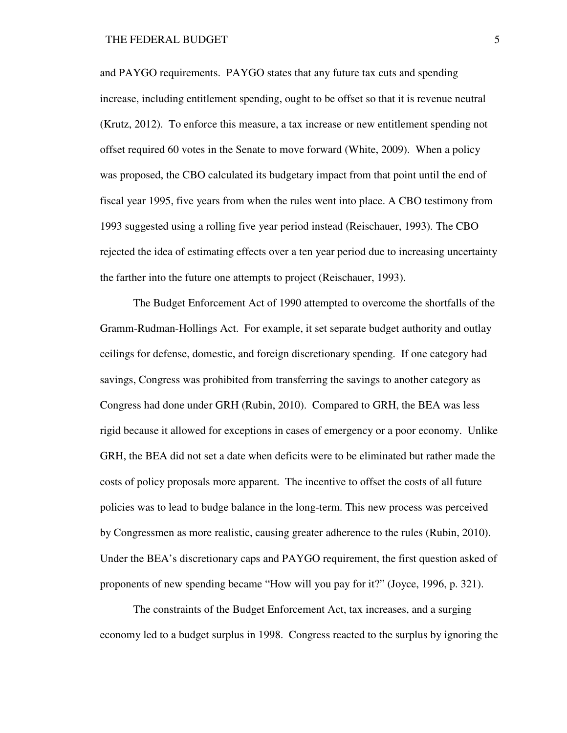and PAYGO requirements. PAYGO states that any future tax cuts and spending increase, including entitlement spending, ought to be offset so that it is revenue neutral (Krutz, 2012). To enforce this measure, a tax increase or new entitlement spending not offset required 60 votes in the Senate to move forward (White, 2009). When a policy was proposed, the CBO calculated its budgetary impact from that point until the end of fiscal year 1995, five years from when the rules went into place. A CBO testimony from 1993 suggested using a rolling five year period instead (Reischauer, 1993). The CBO rejected the idea of estimating effects over a ten year period due to increasing uncertainty the farther into the future one attempts to project (Reischauer, 1993).

The Budget Enforcement Act of 1990 attempted to overcome the shortfalls of the Gramm-Rudman-Hollings Act. For example, it set separate budget authority and outlay ceilings for defense, domestic, and foreign discretionary spending. If one category had savings, Congress was prohibited from transferring the savings to another category as Congress had done under GRH (Rubin, 2010). Compared to GRH, the BEA was less rigid because it allowed for exceptions in cases of emergency or a poor economy. Unlike GRH, the BEA did not set a date when deficits were to be eliminated but rather made the costs of policy proposals more apparent. The incentive to offset the costs of all future policies was to lead to budge balance in the long-term. This new process was perceived by Congressmen as more realistic, causing greater adherence to the rules (Rubin, 2010). Under the BEA's discretionary caps and PAYGO requirement, the first question asked of proponents of new spending became "How will you pay for it?" (Joyce, 1996, p. 321).

The constraints of the Budget Enforcement Act, tax increases, and a surging economy led to a budget surplus in 1998. Congress reacted to the surplus by ignoring the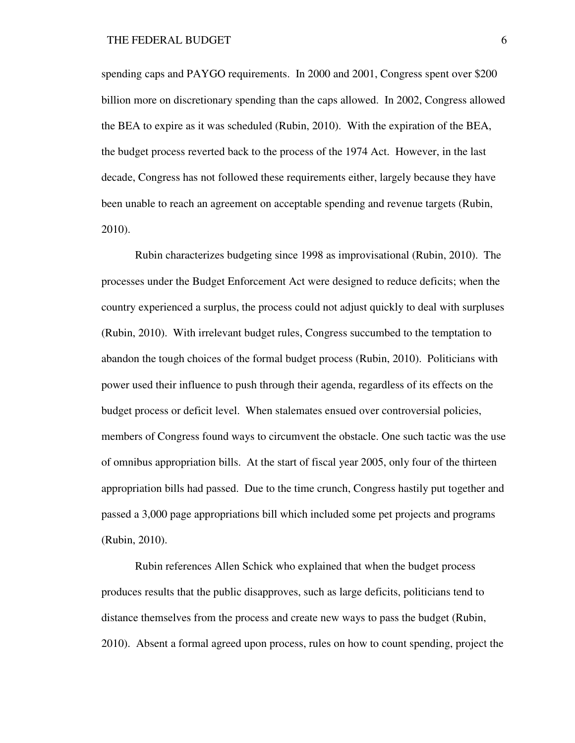spending caps and PAYGO requirements. In 2000 and 2001, Congress spent over $200 billion more on discretionary spending than the caps allowed. In 2002, Congress allowed the BEA to expire as it was scheduled (Rubin, 2010). With the expiration of the BEA, the budget process reverted back to the process of the 1974 Act. However, in the last decade, Congress has not followed these requirements either, largely because they have been unable to reach an agreement on acceptable spending and revenue targets (Rubin, 2010).

Rubin characterizes budgeting since 1998 as improvisational (Rubin, 2010). The processes under the Budget Enforcement Act were designed to reduce deficits; when the country experienced a surplus, the process could not adjust quickly to deal with surpluses (Rubin, 2010). With irrelevant budget rules, Congress succumbed to the temptation to abandon the tough choices of the formal budget process (Rubin, 2010). Politicians with power used their influence to push through their agenda, regardless of its effects on the budget process or deficit level. When stalemates ensued over controversial policies, members of Congress found ways to circumvent the obstacle. One such tactic was the use of omnibus appropriation bills. At the start of fiscal year 2005, only four of the thirteen appropriation bills had passed. Due to the time crunch, Congress hastily put together and passed a 3,000 page appropriations bill which included some pet projects and programs (Rubin, 2010).

Rubin references Allen Schick who explained that when the budget process produces results that the public disapproves, such as large deficits, politicians tend to distance themselves from the process and create new ways to pass the budget (Rubin, 2010). Absent a formal agreed upon process, rules on how to count spending, project the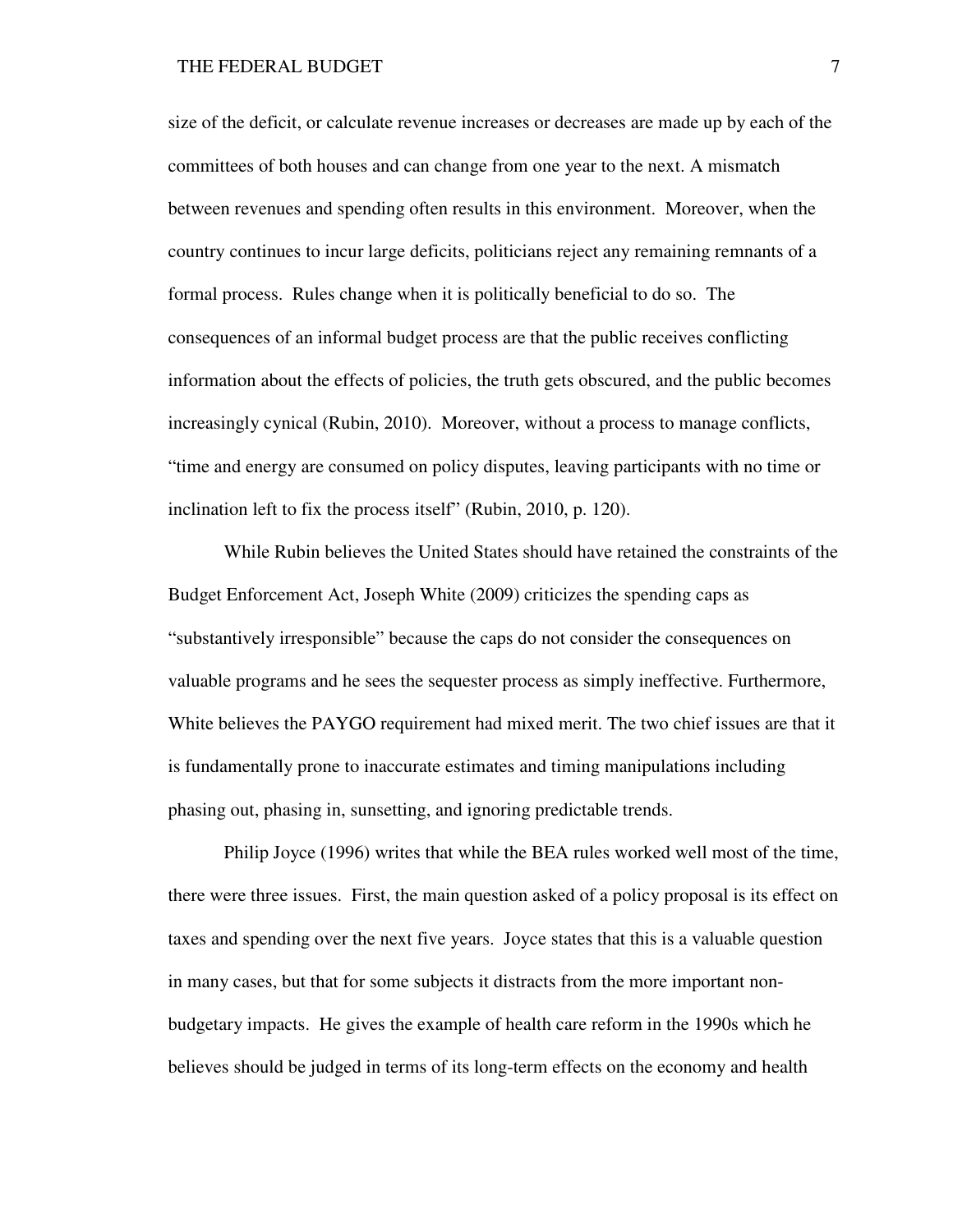size of the deficit, or calculate revenue increases or decreases are made up by each of the committees of both houses and can change from one year to the next. A mismatch between revenues and spending often results in this environment. Moreover, when the country continues to incur large deficits, politicians reject any remaining remnants of a formal process. Rules change when it is politically beneficial to do so. The consequences of an informal budget process are that the public receives conflicting information about the effects of policies, the truth gets obscured, and the public becomes increasingly cynical (Rubin, 2010). Moreover, without a process to manage conflicts, "time and energy are consumed on policy disputes, leaving participants with no time or inclination left to fix the process itself" (Rubin, 2010, p. 120).

While Rubin believes the United States should have retained the constraints of the Budget Enforcement Act, Joseph White (2009) criticizes the spending caps as "substantively irresponsible" because the caps do not consider the consequences on valuable programs and he sees the sequester process as simply ineffective. Furthermore, White believes the PAYGO requirement had mixed merit. The two chief issues are that it is fundamentally prone to inaccurate estimates and timing manipulations including phasing out, phasing in, sunsetting, and ignoring predictable trends.

Philip Joyce (1996) writes that while the BEA rules worked well most of the time, there were three issues. First, the main question asked of a policy proposal is its effect on taxes and spending over the next five years. Joyce states that this is a valuable question in many cases, but that for some subjects it distracts from the more important non-budgetary impacts. He gives the example of health care reform in the 1990s which he believes should be judged in terms of its long-term effects on the economy and health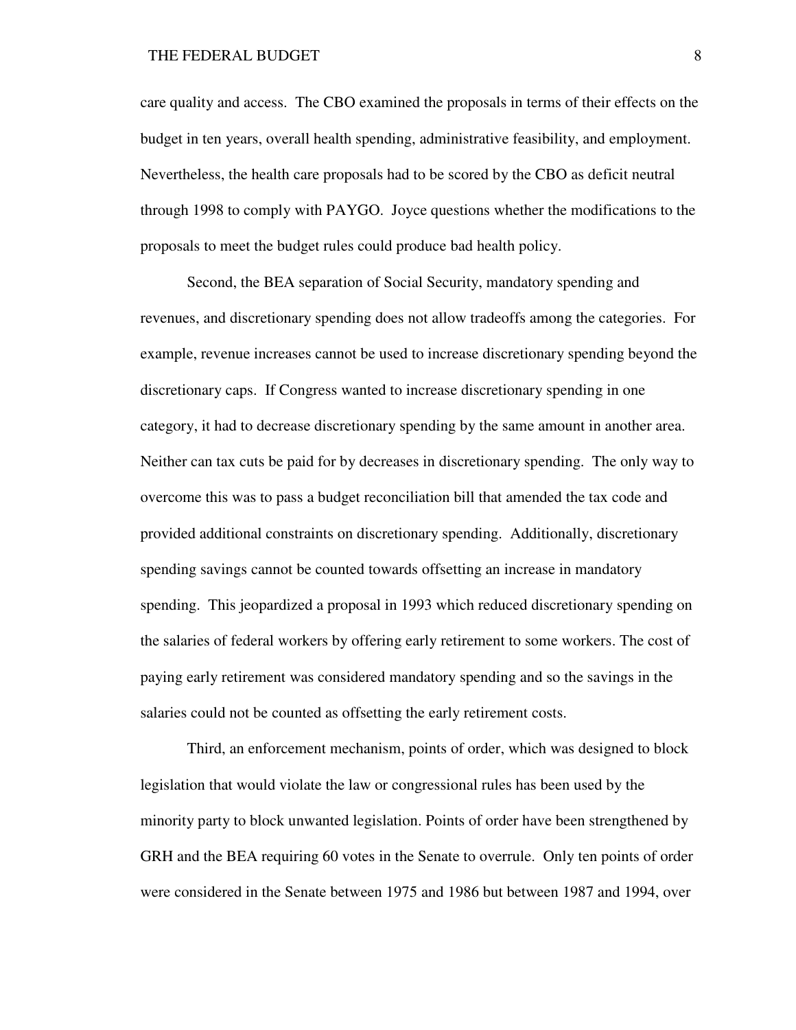care quality and access. The CBO examined the proposals in terms of their effects on the budget in ten years, overall health spending, administrative feasibility, and employment. Nevertheless, the health care proposals had to be scored by the CBO as deficit neutral through 1998 to comply with PAYGO. Joyce questions whether the modifications to the proposals to meet the budget rules could produce bad health policy.

Second, the BEA separation of Social Security, mandatory spending and revenues, and discretionary spending does not allow tradeoffs among the categories. For example, revenue increases cannot be used to increase discretionary spending beyond the discretionary caps. If Congress wanted to increase discretionary spending in one category, it had to decrease discretionary spending by the same amount in another area. Neither can tax cuts be paid for by decreases in discretionary spending. The only way to overcome this was to pass a budget reconciliation bill that amended the tax code and provided additional constraints on discretionary spending. Additionally, discretionary spending savings cannot be counted towards offsetting an increase in mandatory spending. This jeopardized a proposal in 1993 which reduced discretionary spending on the salaries of federal workers by offering early retirement to some workers. The cost of paying early retirement was considered mandatory spending and so the savings in the salaries could not be counted as offsetting the early retirement costs.

Third, an enforcement mechanism, points of order, which was designed to block legislation that would violate the law or congressional rules has been used by the minority party to block unwanted legislation. Points of order have been strengthened by GRH and the BEA requiring 60 votes in the Senate to overrule. Only ten points of order were considered in the Senate between 1975 and 1986 but between 1987 and 1994, over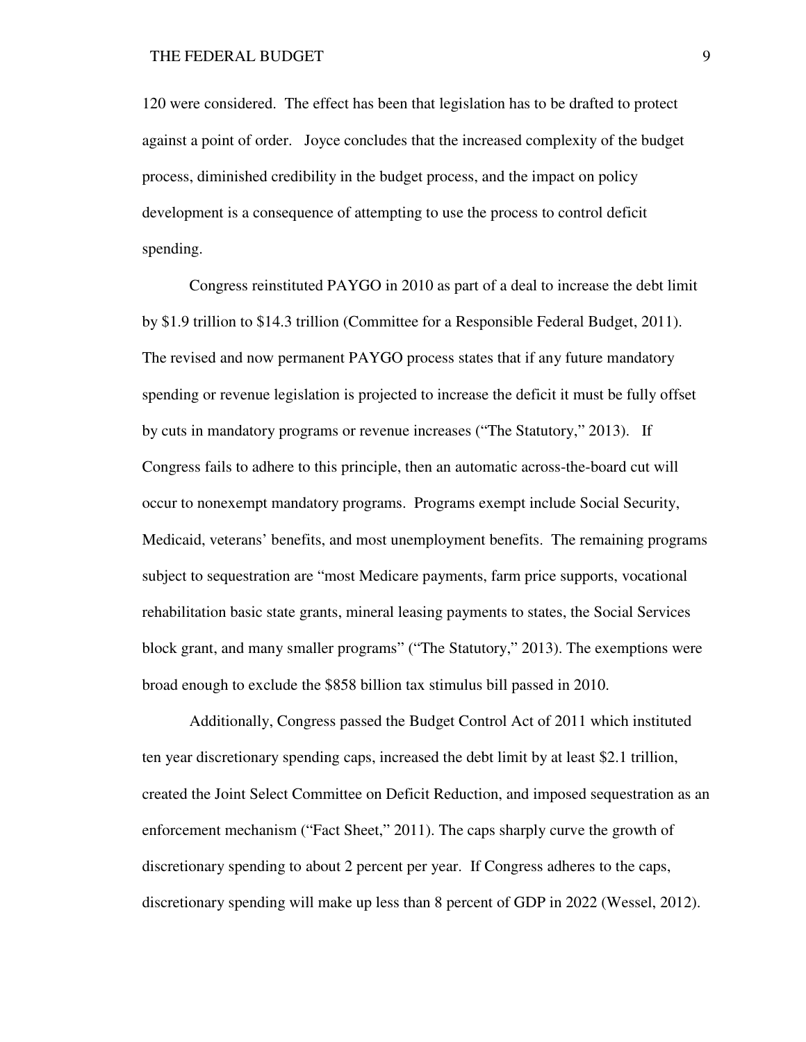120 were considered. The effect has been that legislation has to be drafted to protect against a point of order. Joyce concludes that the increased complexity of the budget process, diminished credibility in the budget process, and the impact on policy development is a consequence of attempting to use the process to control deficit spending.

Congress reinstituted PAYGO in 2010 as part of a deal to increase the debt limit by $1.9 trillion to $14.3 trillion (Committee for a Responsible Federal Budget, 2011). The revised and now permanent PAYGO process states that if any future mandatory spending or revenue legislation is projected to increase the deficit it must be fully offset by cuts in mandatory programs or revenue increases ("The Statutory," 2013). If Congress fails to adhere to this principle, then an automatic across-the-board cut will occur to nonexempt mandatory programs. Programs exempt include Social Security, Medicaid, veterans' benefits, and most unemployment benefits. The remaining programs subject to sequestration are "most Medicare payments, farm price supports, vocational rehabilitation basic state grants, mineral leasing payments to states, the Social Services block grant, and many smaller programs" ("The Statutory," 2013). The exemptions were broad enough to exclude the $858 billion tax stimulus bill passed in 2010.

Additionally, Congress passed the Budget Control Act of 2011 which instituted ten year discretionary spending caps, increased the debt limit by at least $2.1 trillion, created the Joint Select Committee on Deficit Reduction, and imposed sequestration as an enforcement mechanism ("Fact Sheet," 2011). The caps sharply curve the growth of discretionary spending to about 2 percent per year. If Congress adheres to the caps, discretionary spending will make up less than 8 percent of GDP in 2022 (Wessel, 2012).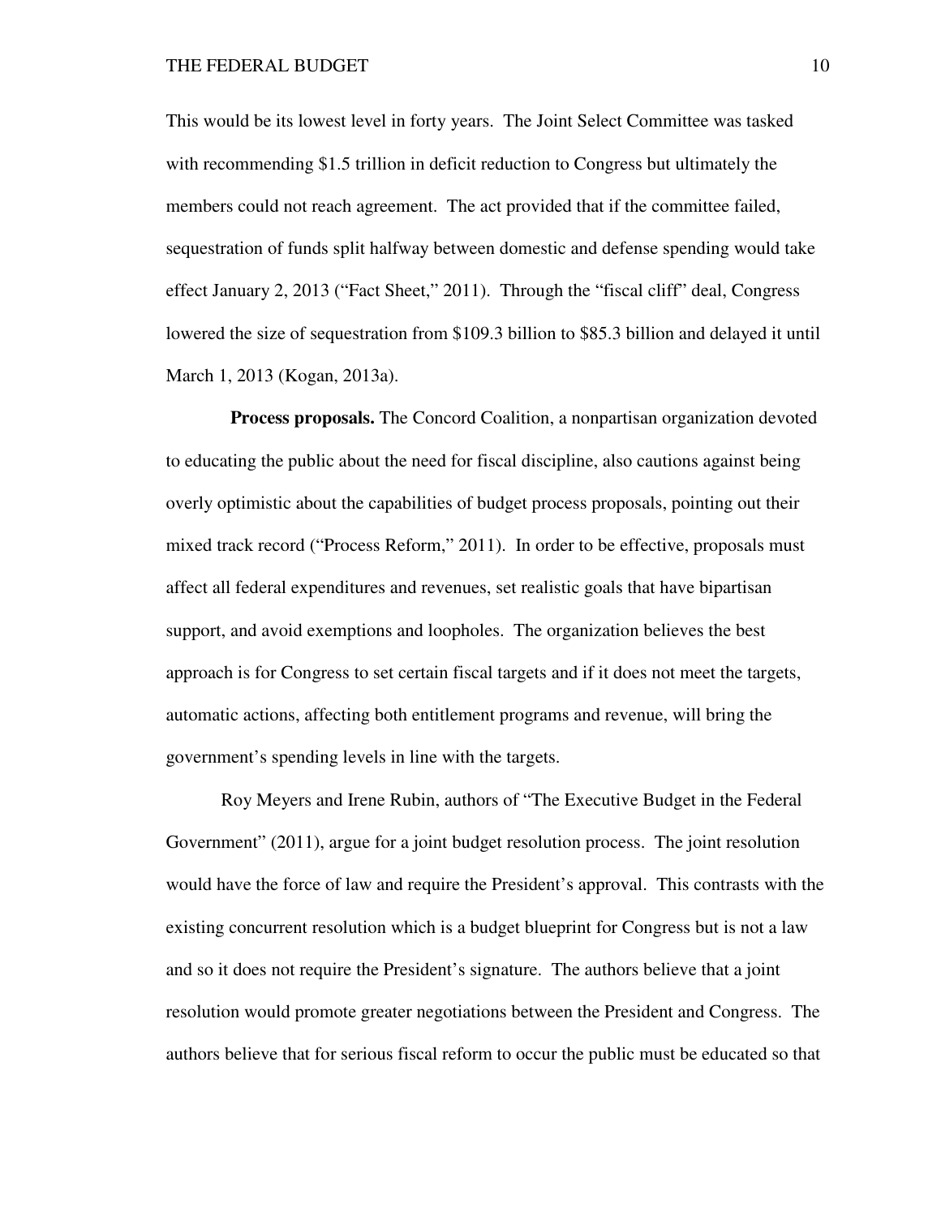This would be its lowest level in forty years. The Joint Select Committee was tasked with recommending $1.5 trillion in deficit reduction to Congress but ultimately the members could not reach agreement. The act provided that if the committee failed, sequestration of funds split halfway between domestic and defense spending would take effect January 2, 2013 ("Fact Sheet," 2011). Through the "fiscal cliff" deal, Congress lowered the size of sequestration from $109.3 billion to $85.3 billion and delayed it until March 1, 2013 (Kogan, 2013a).

**Process proposals.** The Concord Coalition, a nonpartisan organization devoted to educating the public about the need for fiscal discipline, also cautions against being overly optimistic about the capabilities of budget process proposals, pointing out their mixed track record ("Process Reform," 2011). In order to be effective, proposals must affect all federal expenditures and revenues, set realistic goals that have bipartisan support, and avoid exemptions and loopholes. The organization believes the best approach is for Congress to set certain fiscal targets and if it does not meet the targets, automatic actions, affecting both entitlement programs and revenue, will bring the government's spending levels in line with the targets.

Roy Meyers and Irene Rubin, authors of "The Executive Budget in the Federal Government" (2011), argue for a joint budget resolution process. The joint resolution would have the force of law and require the President's approval. This contrasts with the existing concurrent resolution which is a budget blueprint for Congress but is not a law and so it does not require the President's signature. The authors believe that a joint resolution would promote greater negotiations between the President and Congress. The authors believe that for serious fiscal reform to occur the public must be educated so that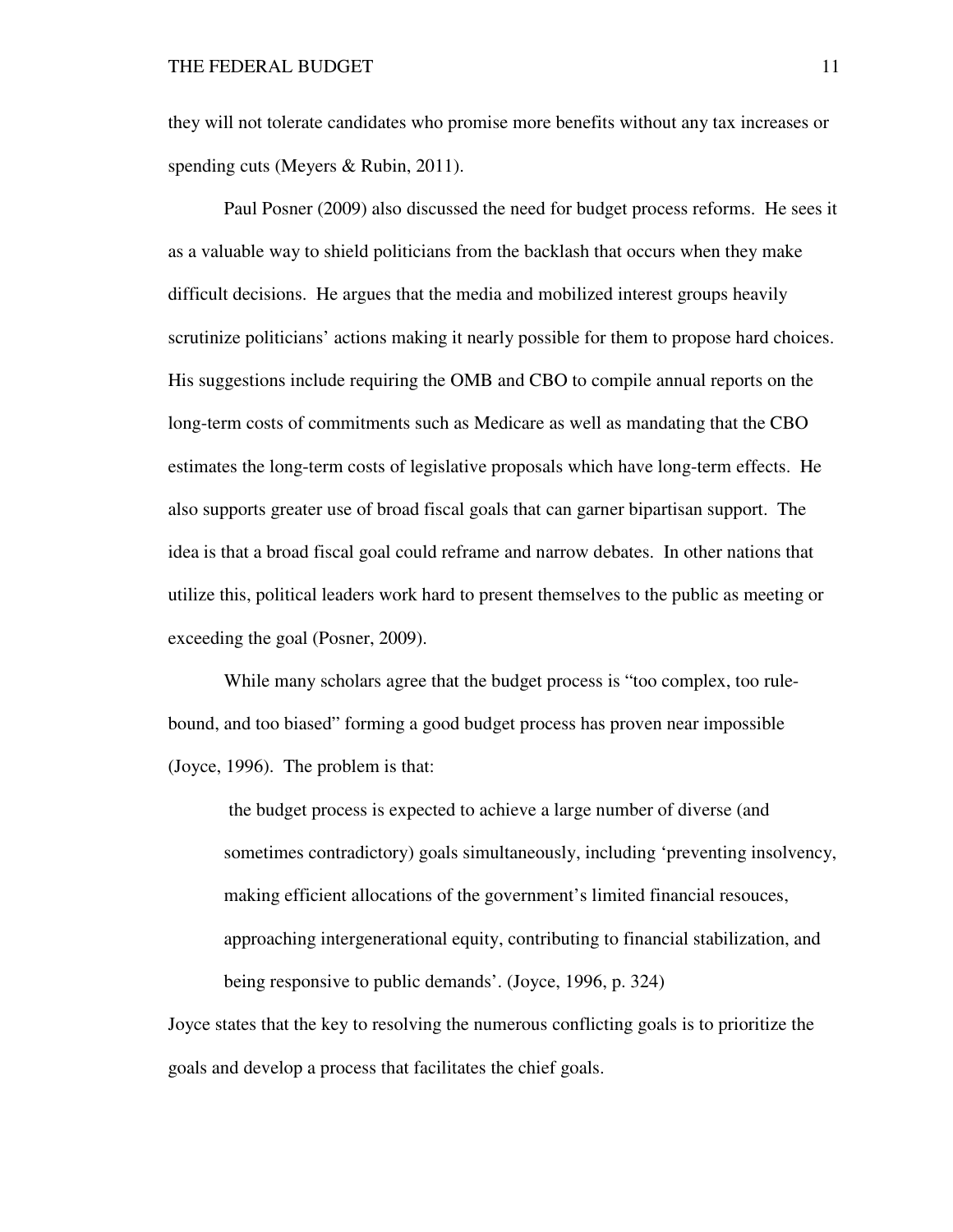they will not tolerate candidates who promise more benefits without any tax increases or spending cuts (Meyers & Rubin, 2011).

Paul Posner (2009) also discussed the need for budget process reforms. He sees it as a valuable way to shield politicians from the backlash that occurs when they make difficult decisions. He argues that the media and mobilized interest groups heavily scrutinize politicians' actions making it nearly possible for them to propose hard choices. His suggestions include requiring the OMB and CBO to compile annual reports on the long-term costs of commitments such as Medicare as well as mandating that the CBO estimates the long-term costs of legislative proposals which have long-term effects. He also supports greater use of broad fiscal goals that can garner bipartisan support. The idea is that a broad fiscal goal could reframe and narrow debates. In other nations that utilize this, political leaders work hard to present themselves to the public as meeting or exceeding the goal (Posner, 2009).

While many scholars agree that the budget process is "too complex, too rule-bound, and too biased" forming a good budget process has proven near impossible (Joyce, 1996). The problem is that:

> the budget process is expected to achieve a large number of diverse (and sometimes contradictory) goals simultaneously, including 'preventing insolvency, making efficient allocations of the government's limited financial resouces, approaching intergenerational equity, contributing to financial stabilization, and being responsive to public demands'. (Joyce, 1996, p. 324)

Joyce states that the key to resolving the numerous conflicting goals is to prioritize the goals and develop a process that facilitates the chief goals.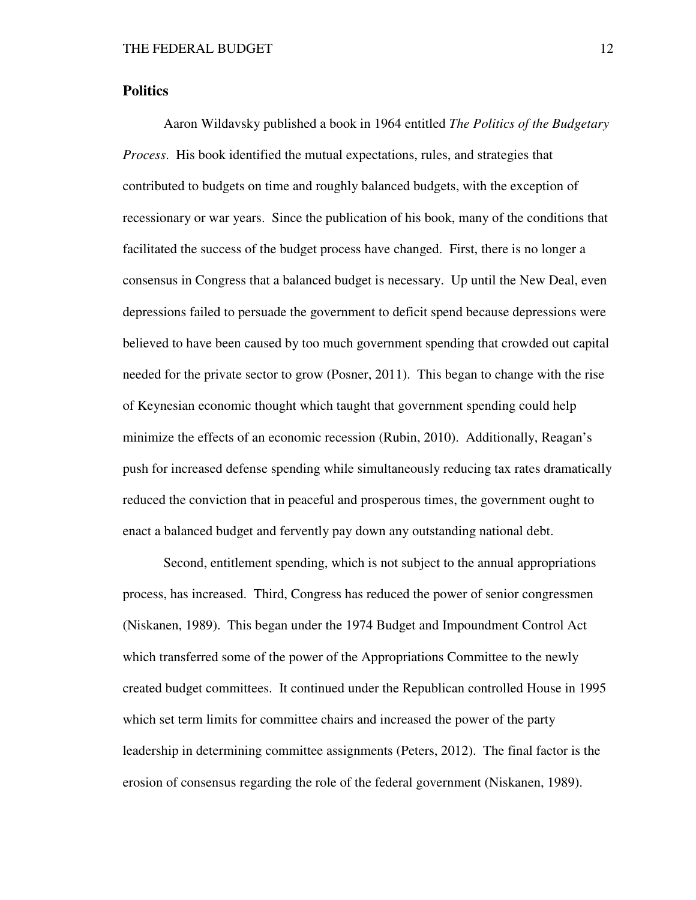## Politics

Aaron Wildavsky published a book in 1964 entitled *The Politics of the Budgetary Process*. His book identified the mutual expectations, rules, and strategies that contributed to budgets on time and roughly balanced budgets, with the exception of recessionary or war years. Since the publication of his book, many of the conditions that facilitated the success of the budget process have changed. First, there is no longer a consensus in Congress that a balanced budget is necessary. Up until the New Deal, even depressions failed to persuade the government to deficit spend because depressions were believed to have been caused by too much government spending that crowded out capital needed for the private sector to grow (Posner, 2011). This began to change with the rise of Keynesian economic thought which taught that government spending could help minimize the effects of an economic recession (Rubin, 2010). Additionally, Reagan's push for increased defense spending while simultaneously reducing tax rates dramatically reduced the conviction that in peaceful and prosperous times, the government ought to enact a balanced budget and fervently pay down any outstanding national debt.

Second, entitlement spending, which is not subject to the annual appropriations process, has increased. Third, Congress has reduced the power of senior congressmen (Niskanen, 1989). This began under the 1974 Budget and Impoundment Control Act which transferred some of the power of the Appropriations Committee to the newly created budget committees. It continued under the Republican controlled House in 1995 which set term limits for committee chairs and increased the power of the party leadership in determining committee assignments (Peters, 2012). The final factor is the erosion of consensus regarding the role of the federal government (Niskanen, 1989).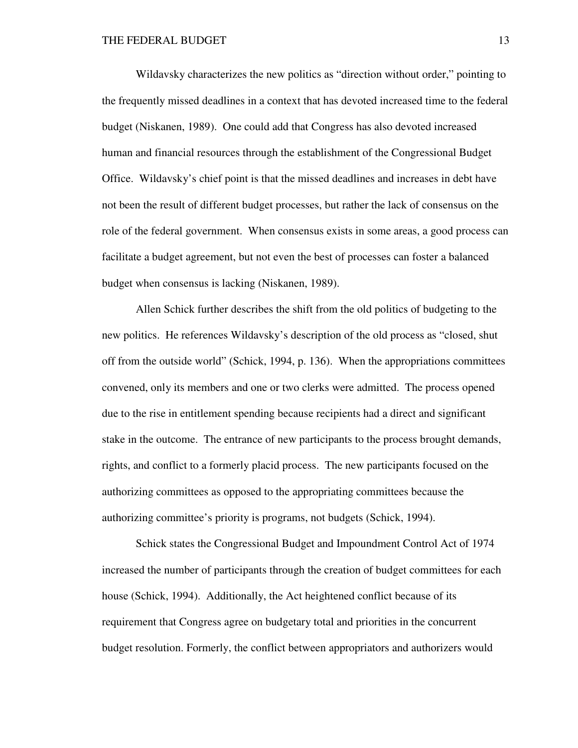Wildavsky characterizes the new politics as "direction without order," pointing to the frequently missed deadlines in a context that has devoted increased time to the federal budget (Niskanen, 1989). One could add that Congress has also devoted increased human and financial resources through the establishment of the Congressional Budget Office. Wildavsky's chief point is that the missed deadlines and increases in debt have not been the result of different budget processes, but rather the lack of consensus on the role of the federal government. When consensus exists in some areas, a good process can facilitate a budget agreement, but not even the best of processes can foster a balanced budget when consensus is lacking (Niskanen, 1989).

Allen Schick further describes the shift from the old politics of budgeting to the new politics. He references Wildavsky's description of the old process as "closed, shut off from the outside world" (Schick, 1994, p. 136). When the appropriations committees convened, only its members and one or two clerks were admitted. The process opened due to the rise in entitlement spending because recipients had a direct and significant stake in the outcome. The entrance of new participants to the process brought demands, rights, and conflict to a formerly placid process. The new participants focused on the authorizing committees as opposed to the appropriating committees because the authorizing committee's priority is programs, not budgets (Schick, 1994).

Schick states the Congressional Budget and Impoundment Control Act of 1974 increased the number of participants through the creation of budget committees for each house (Schick, 1994). Additionally, the Act heightened conflict because of its requirement that Congress agree on budgetary total and priorities in the concurrent budget resolution. Formerly, the conflict between appropriators and authorizers would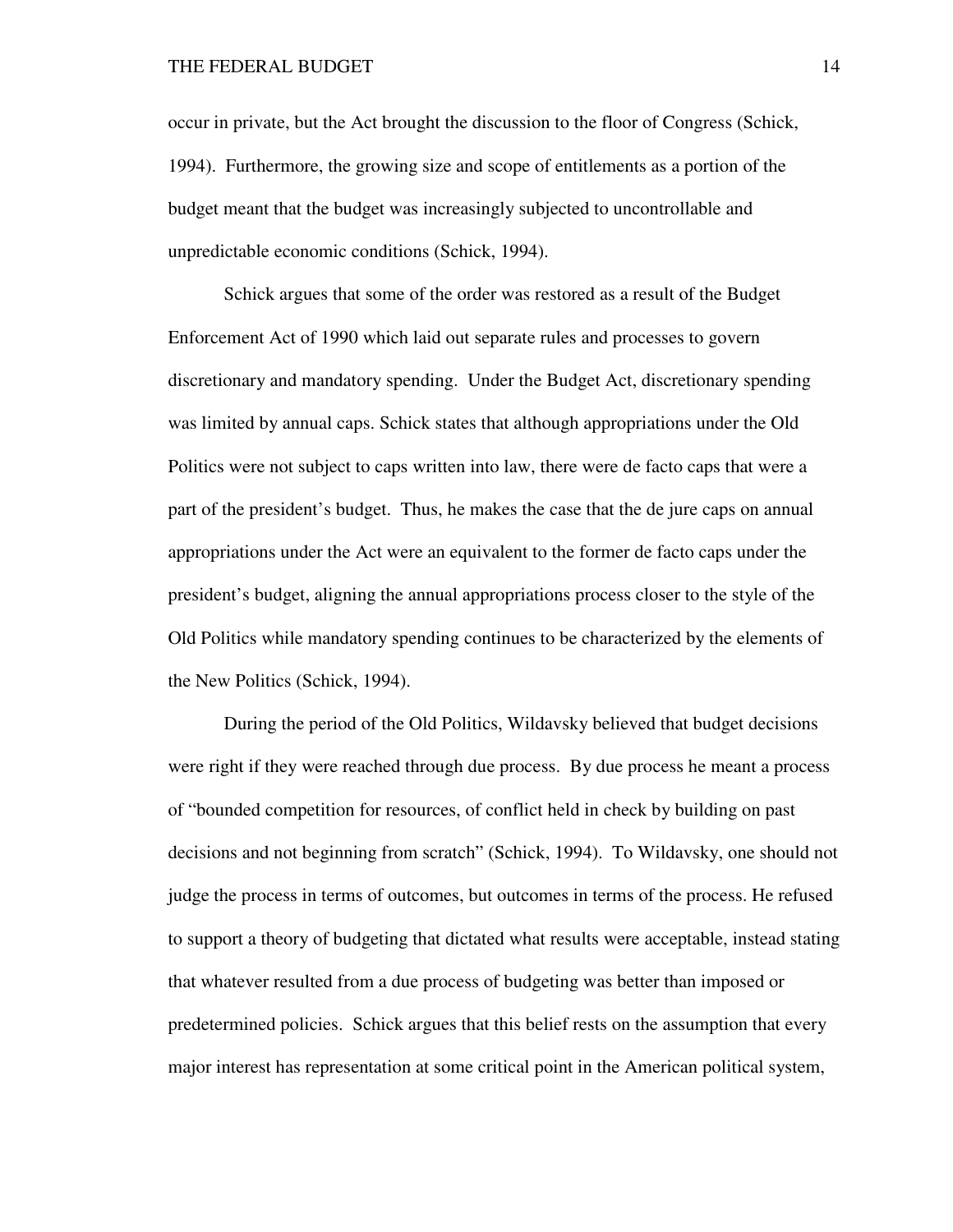occur in private, but the Act brought the discussion to the floor of Congress (Schick, 1994). Furthermore, the growing size and scope of entitlements as a portion of the budget meant that the budget was increasingly subjected to uncontrollable and unpredictable economic conditions (Schick, 1994).

Schick argues that some of the order was restored as a result of the Budget Enforcement Act of 1990 which laid out separate rules and processes to govern discretionary and mandatory spending. Under the Budget Act, discretionary spending was limited by annual caps. Schick states that although appropriations under the Old Politics were not subject to caps written into law, there were de facto caps that were a part of the president's budget. Thus, he makes the case that the de jure caps on annual appropriations under the Act were an equivalent to the former de facto caps under the president's budget, aligning the annual appropriations process closer to the style of the Old Politics while mandatory spending continues to be characterized by the elements of the New Politics (Schick, 1994).

During the period of the Old Politics, Wildavsky believed that budget decisions were right if they were reached through due process. By due process he meant a process of "bounded competition for resources, of conflict held in check by building on past decisions and not beginning from scratch" (Schick, 1994). To Wildavsky, one should not judge the process in terms of outcomes, but outcomes in terms of the process. He refused to support a theory of budgeting that dictated what results were acceptable, instead stating that whatever resulted from a due process of budgeting was better than imposed or predetermined policies. Schick argues that this belief rests on the assumption that every major interest has representation at some critical point in the American political system,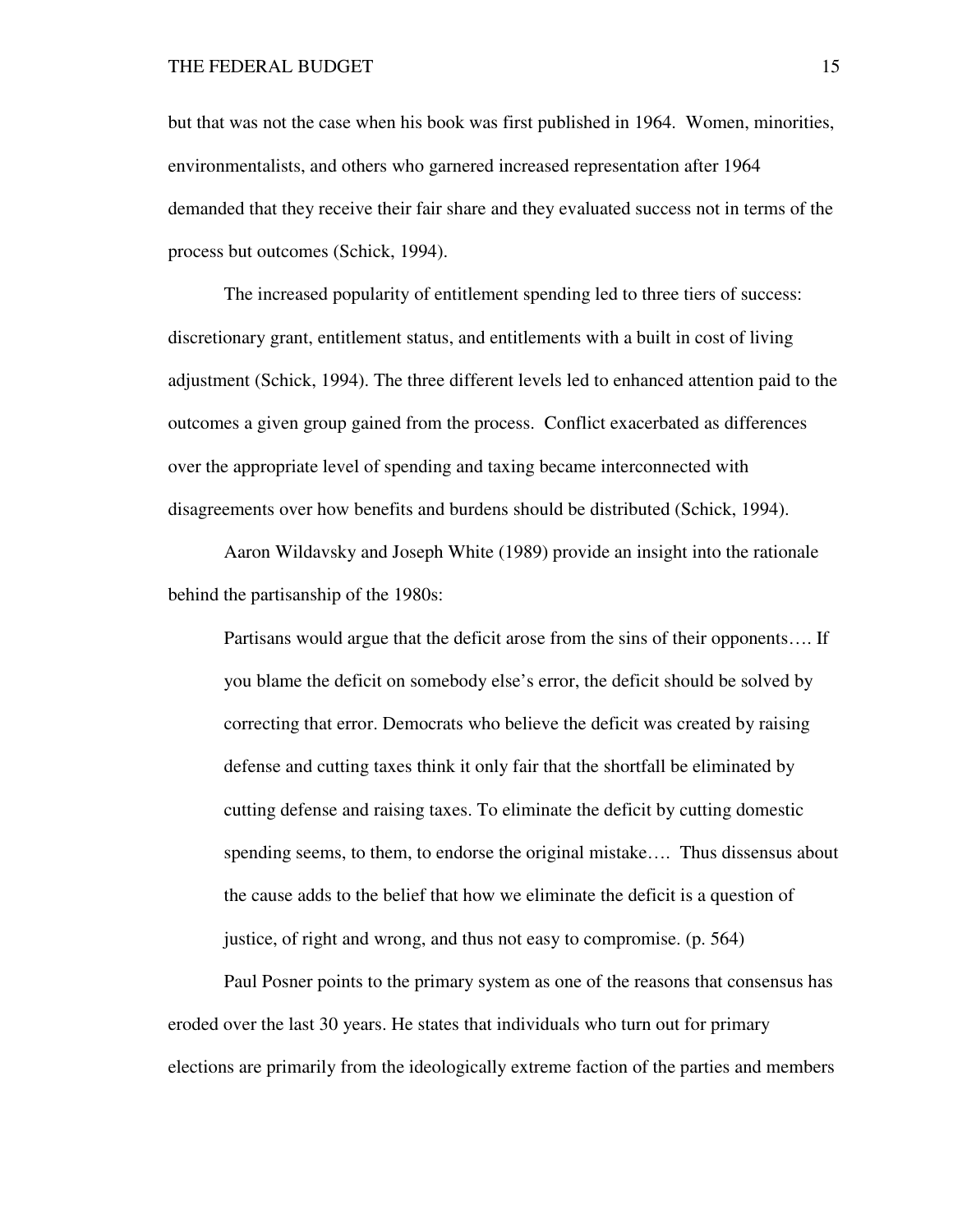but that was not the case when his book was first published in 1964. Women, minorities, environmentalists, and others who garnered increased representation after 1964 demanded that they receive their fair share and they evaluated success not in terms of the process but outcomes (Schick, 1994).

The increased popularity of entitlement spending led to three tiers of success: discretionary grant, entitlement status, and entitlements with a built in cost of living adjustment (Schick, 1994). The three different levels led to enhanced attention paid to the outcomes a given group gained from the process. Conflict exacerbated as differences over the appropriate level of spending and taxing became interconnected with disagreements over how benefits and burdens should be distributed (Schick, 1994).

Aaron Wildavsky and Joseph White (1989) provide an insight into the rationale behind the partisanship of the 1980s:

> Partisans would argue that the deficit arose from the sins of their opponents…. If you blame the deficit on somebody else's error, the deficit should be solved by correcting that error. Democrats who believe the deficit was created by raising defense and cutting taxes think it only fair that the shortfall be eliminated by cutting defense and raising taxes. To eliminate the deficit by cutting domestic spending seems, to them, to endorse the original mistake…. Thus dissensus about the cause adds to the belief that how we eliminate the deficit is a question of justice, of right and wrong, and thus not easy to compromise. (p. 564)

Paul Posner points to the primary system as one of the reasons that consensus has eroded over the last 30 years. He states that individuals who turn out for primary elections are primarily from the ideologically extreme faction of the parties and members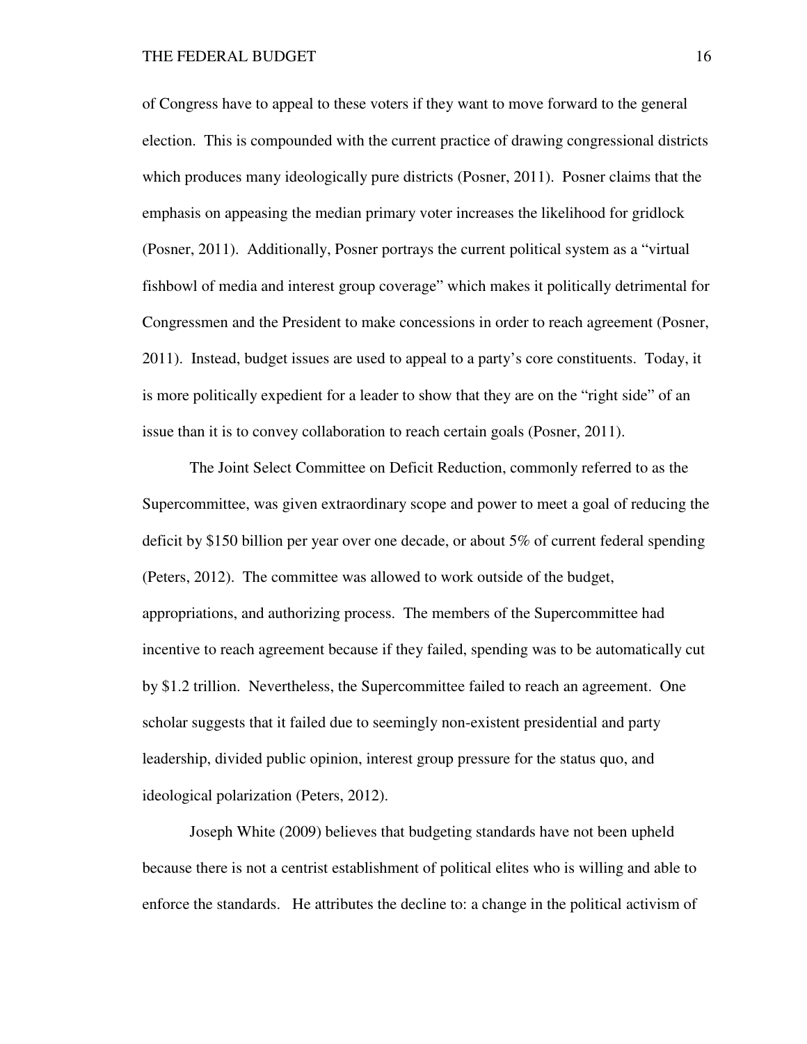of Congress have to appeal to these voters if they want to move forward to the general election. This is compounded with the current practice of drawing congressional districts which produces many ideologically pure districts (Posner, 2011). Posner claims that the emphasis on appeasing the median primary voter increases the likelihood for gridlock (Posner, 2011). Additionally, Posner portrays the current political system as a "virtual fishbowl of media and interest group coverage" which makes it politically detrimental for Congressmen and the President to make concessions in order to reach agreement (Posner, 2011). Instead, budget issues are used to appeal to a party's core constituents. Today, it is more politically expedient for a leader to show that they are on the "right side" of an issue than it is to convey collaboration to reach certain goals (Posner, 2011).

The Joint Select Committee on Deficit Reduction, commonly referred to as the Supercommittee, was given extraordinary scope and power to meet a goal of reducing the deficit by $150 billion per year over one decade, or about 5% of current federal spending (Peters, 2012). The committee was allowed to work outside of the budget, appropriations, and authorizing process. The members of the Supercommittee had incentive to reach agreement because if they failed, spending was to be automatically cut by $1.2 trillion. Nevertheless, the Supercommittee failed to reach an agreement. One scholar suggests that it failed due to seemingly non-existent presidential and party leadership, divided public opinion, interest group pressure for the status quo, and ideological polarization (Peters, 2012).

Joseph White (2009) believes that budgeting standards have not been upheld because there is not a centrist establishment of political elites who is willing and able to enforce the standards. He attributes the decline to: a change in the political activism of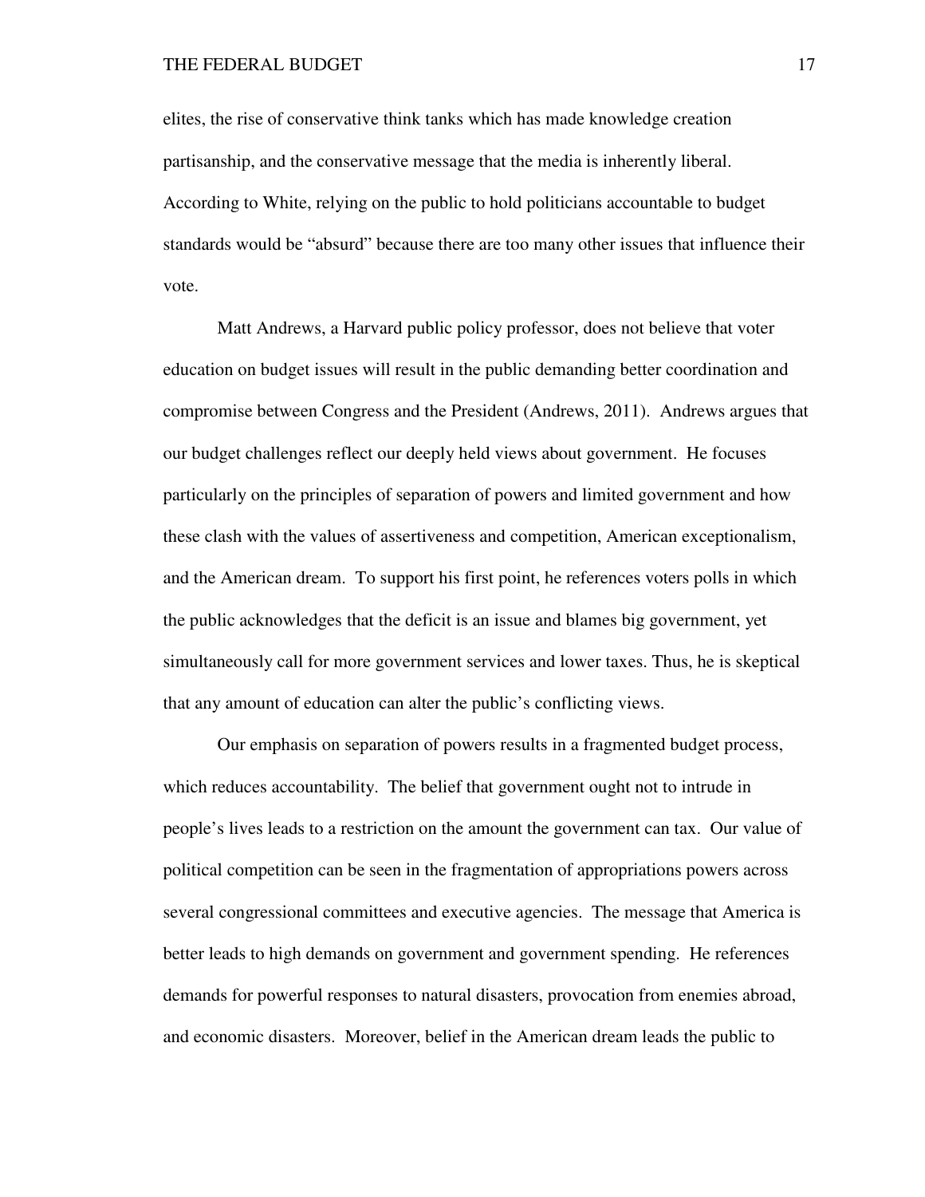elites, the rise of conservative think tanks which has made knowledge creation partisanship, and the conservative message that the media is inherently liberal. According to White, relying on the public to hold politicians accountable to budget standards would be “absurd” because there are too many other issues that influence their vote.

Matt Andrews, a Harvard public policy professor, does not believe that voter education on budget issues will result in the public demanding better coordination and compromise between Congress and the President (Andrews, 2011). Andrews argues that our budget challenges reflect our deeply held views about government. He focuses particularly on the principles of separation of powers and limited government and how these clash with the values of assertiveness and competition, American exceptionalism, and the American dream. To support his first point, he references voters polls in which the public acknowledges that the deficit is an issue and blames big government, yet simultaneously call for more government services and lower taxes. Thus, he is skeptical that any amount of education can alter the public’s conflicting views.

Our emphasis on separation of powers results in a fragmented budget process, which reduces accountability. The belief that government ought not to intrude in people’s lives leads to a restriction on the amount the government can tax. Our value of political competition can be seen in the fragmentation of appropriations powers across several congressional committees and executive agencies. The message that America is better leads to high demands on government and government spending. He references demands for powerful responses to natural disasters, provocation from enemies abroad, and economic disasters. Moreover, belief in the American dream leads the public to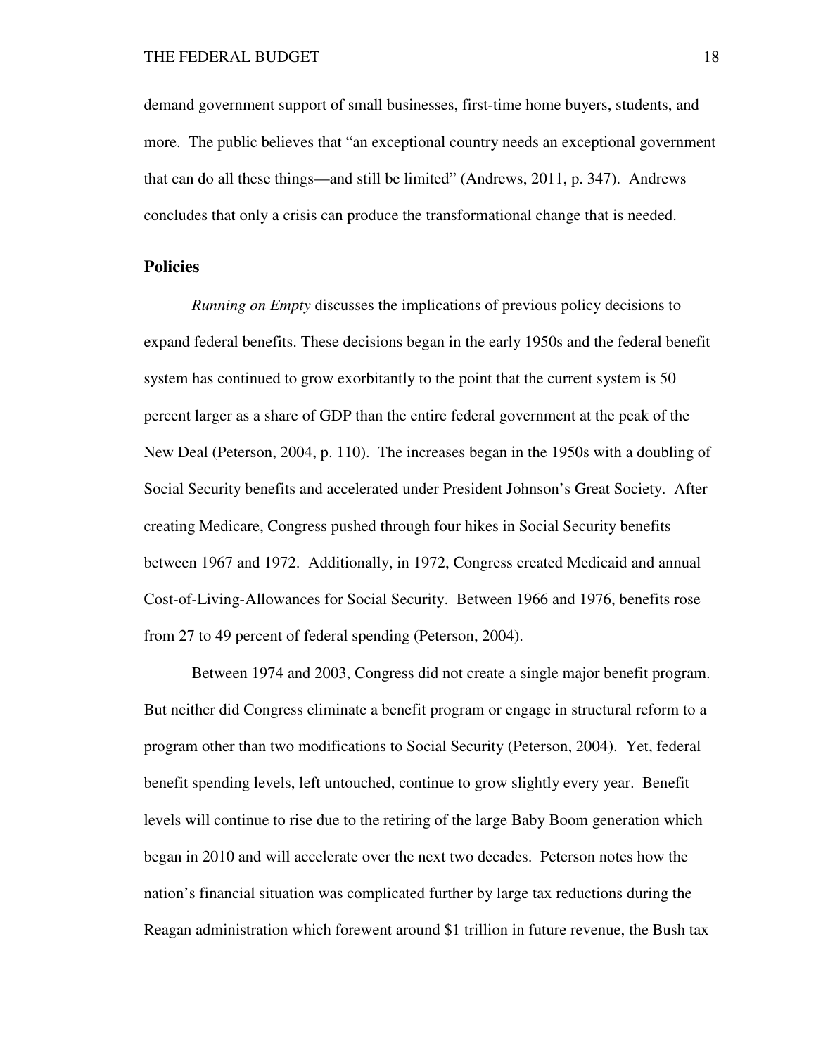demand government support of small businesses, first-time home buyers, students, and more. The public believes that "an exceptional country needs an exceptional government that can do all these things—and still be limited" (Andrews, 2011, p. 347). Andrews concludes that only a crisis can produce the transformational change that is needed.

## Policies

*Running on Empty* discusses the implications of previous policy decisions to expand federal benefits. These decisions began in the early 1950s and the federal benefit system has continued to grow exorbitantly to the point that the current system is 50 percent larger as a share of GDP than the entire federal government at the peak of the New Deal (Peterson, 2004, p. 110). The increases began in the 1950s with a doubling of Social Security benefits and accelerated under President Johnson's Great Society. After creating Medicare, Congress pushed through four hikes in Social Security benefits between 1967 and 1972. Additionally, in 1972, Congress created Medicaid and annual Cost-of-Living-Allowances for Social Security. Between 1966 and 1976, benefits rose from 27 to 49 percent of federal spending (Peterson, 2004).

Between 1974 and 2003, Congress did not create a single major benefit program. But neither did Congress eliminate a benefit program or engage in structural reform to a program other than two modifications to Social Security (Peterson, 2004). Yet, federal benefit spending levels, left untouched, continue to grow slightly every year. Benefit levels will continue to rise due to the retiring of the large Baby Boom generation which began in 2010 and will accelerate over the next two decades. Peterson notes how the nation's financial situation was complicated further by large tax reductions during the Reagan administration which forewent around $1 trillion in future revenue, the Bush tax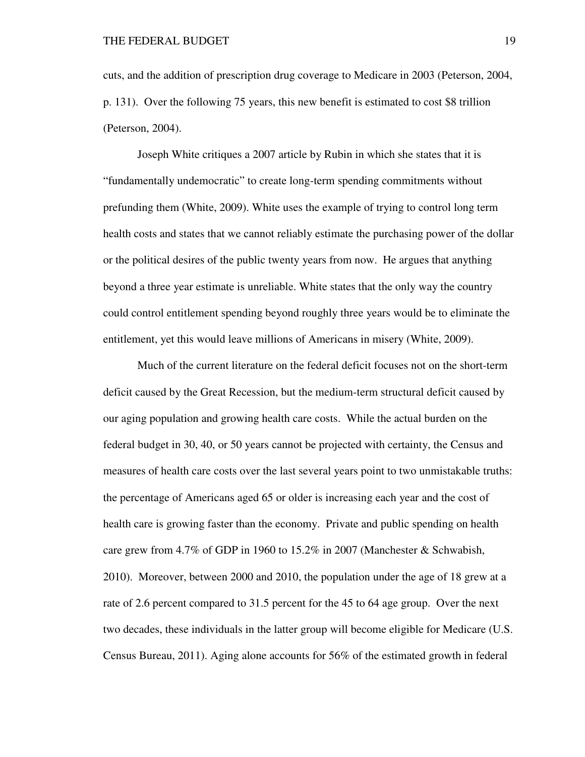cuts, and the addition of prescription drug coverage to Medicare in 2003 (Peterson, 2004, p. 131). Over the following 75 years, this new benefit is estimated to cost $8 trillion (Peterson, 2004).

Joseph White critiques a 2007 article by Rubin in which she states that it is "fundamentally undemocratic" to create long-term spending commitments without prefunding them (White, 2009). White uses the example of trying to control long term health costs and states that we cannot reliably estimate the purchasing power of the dollar or the political desires of the public twenty years from now. He argues that anything beyond a three year estimate is unreliable. White states that the only way the country could control entitlement spending beyond roughly three years would be to eliminate the entitlement, yet this would leave millions of Americans in misery (White, 2009).

Much of the current literature on the federal deficit focuses not on the short-term deficit caused by the Great Recession, but the medium-term structural deficit caused by our aging population and growing health care costs. While the actual burden on the federal budget in 30, 40, or 50 years cannot be projected with certainty, the Census and measures of health care costs over the last several years point to two unmistakable truths: the percentage of Americans aged 65 or older is increasing each year and the cost of health care is growing faster than the economy. Private and public spending on health care grew from 4.7% of GDP in 1960 to 15.2% in 2007 (Manchester & Schwabish, 2010). Moreover, between 2000 and 2010, the population under the age of 18 grew at a rate of 2.6 percent compared to 31.5 percent for the 45 to 64 age group. Over the next two decades, these individuals in the latter group will become eligible for Medicare (U.S. Census Bureau, 2011). Aging alone accounts for 56% of the estimated growth in federal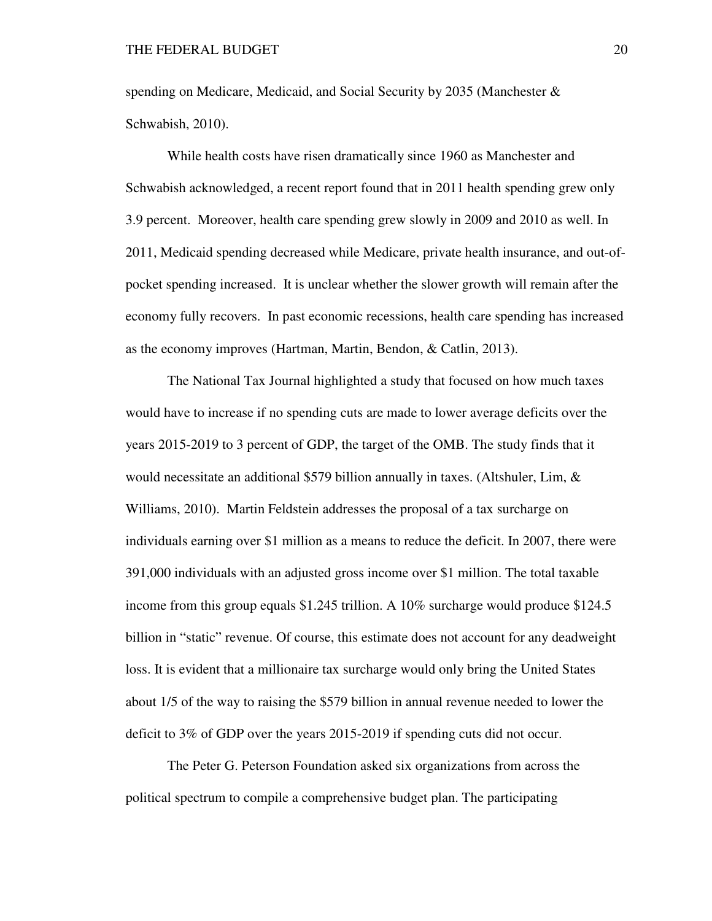spending on Medicare, Medicaid, and Social Security by 2035 (Manchester & Schwabish, 2010).

While health costs have risen dramatically since 1960 as Manchester and Schwabish acknowledged, a recent report found that in 2011 health spending grew only 3.9 percent. Moreover, health care spending grew slowly in 2009 and 2010 as well. In 2011, Medicaid spending decreased while Medicare, private health insurance, and out-of-pocket spending increased. It is unclear whether the slower growth will remain after the economy fully recovers. In past economic recessions, health care spending has increased as the economy improves (Hartman, Martin, Bendon, & Catlin, 2013).

The National Tax Journal highlighted a study that focused on how much taxes would have to increase if no spending cuts are made to lower average deficits over the years 2015-2019 to 3 percent of GDP, the target of the OMB. The study finds that it would necessitate an additional $579 billion annually in taxes. (Altshuler, Lim, & Williams, 2010). Martin Feldstein addresses the proposal of a tax surcharge on individuals earning over $1 million as a means to reduce the deficit. In 2007, there were 391,000 individuals with an adjusted gross income over $1 million. The total taxable income from this group equals $1.245 trillion. A 10% surcharge would produce $124.5 billion in "static" revenue. Of course, this estimate does not account for any deadweight loss. It is evident that a millionaire tax surcharge would only bring the United States about 1/5 of the way to raising the $579 billion in annual revenue needed to lower the deficit to 3% of GDP over the years 2015-2019 if spending cuts did not occur.

The Peter G. Peterson Foundation asked six organizations from across the political spectrum to compile a comprehensive budget plan. The participating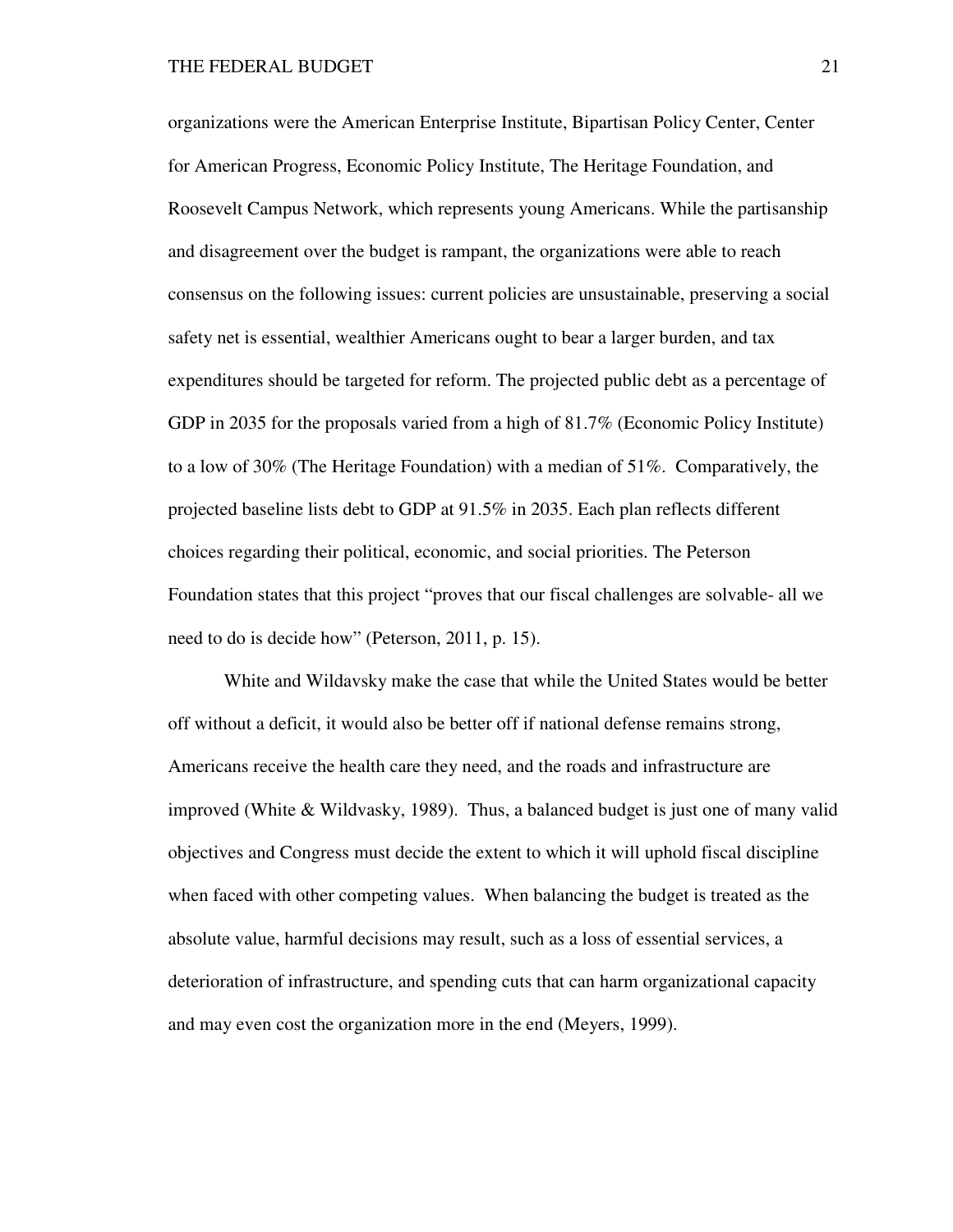organizations were the American Enterprise Institute, Bipartisan Policy Center, Center for American Progress, Economic Policy Institute, The Heritage Foundation, and Roosevelt Campus Network, which represents young Americans. While the partisanship and disagreement over the budget is rampant, the organizations were able to reach consensus on the following issues: current policies are unsustainable, preserving a social safety net is essential, wealthier Americans ought to bear a larger burden, and tax expenditures should be targeted for reform. The projected public debt as a percentage of GDP in 2035 for the proposals varied from a high of 81.7% (Economic Policy Institute) to a low of 30% (The Heritage Foundation) with a median of 51%. Comparatively, the projected baseline lists debt to GDP at 91.5% in 2035. Each plan reflects different choices regarding their political, economic, and social priorities. The Peterson Foundation states that this project "proves that our fiscal challenges are solvable- all we need to do is decide how" (Peterson, 2011, p. 15).

White and Wildavsky make the case that while the United States would be better off without a deficit, it would also be better off if national defense remains strong, Americans receive the health care they need, and the roads and infrastructure are improved (White & Wildvasky, 1989). Thus, a balanced budget is just one of many valid objectives and Congress must decide the extent to which it will uphold fiscal discipline when faced with other competing values. When balancing the budget is treated as the absolute value, harmful decisions may result, such as a loss of essential services, a deterioration of infrastructure, and spending cuts that can harm organizational capacity and may even cost the organization more in the end (Meyers, 1999).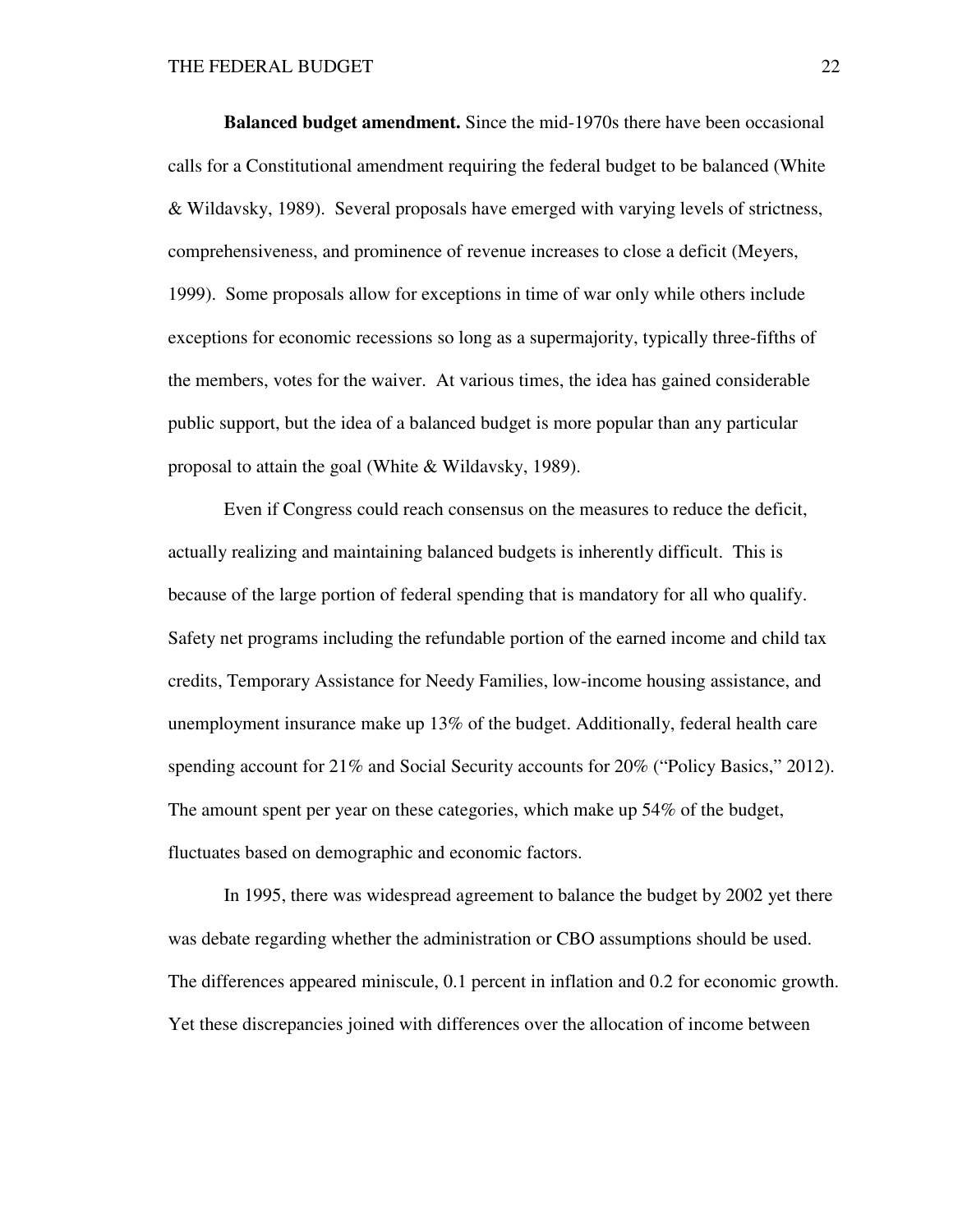**Balanced budget amendment.** Since the mid-1970s there have been occasional calls for a Constitutional amendment requiring the federal budget to be balanced (White & Wildavsky, 1989). Several proposals have emerged with varying levels of strictness, comprehensiveness, and prominence of revenue increases to close a deficit (Meyers, 1999). Some proposals allow for exceptions in time of war only while others include exceptions for economic recessions so long as a supermajority, typically three-fifths of the members, votes for the waiver. At various times, the idea has gained considerable public support, but the idea of a balanced budget is more popular than any particular proposal to attain the goal (White & Wildavsky, 1989).

Even if Congress could reach consensus on the measures to reduce the deficit, actually realizing and maintaining balanced budgets is inherently difficult. This is because of the large portion of federal spending that is mandatory for all who qualify. Safety net programs including the refundable portion of the earned income and child tax credits, Temporary Assistance for Needy Families, low-income housing assistance, and unemployment insurance make up 13% of the budget. Additionally, federal health care spending account for 21% and Social Security accounts for 20% ("Policy Basics," 2012). The amount spent per year on these categories, which make up 54% of the budget, fluctuates based on demographic and economic factors.

In 1995, there was widespread agreement to balance the budget by 2002 yet there was debate regarding whether the administration or CBO assumptions should be used. The differences appeared miniscule, 0.1 percent in inflation and 0.2 for economic growth. Yet these discrepancies joined with differences over the allocation of income between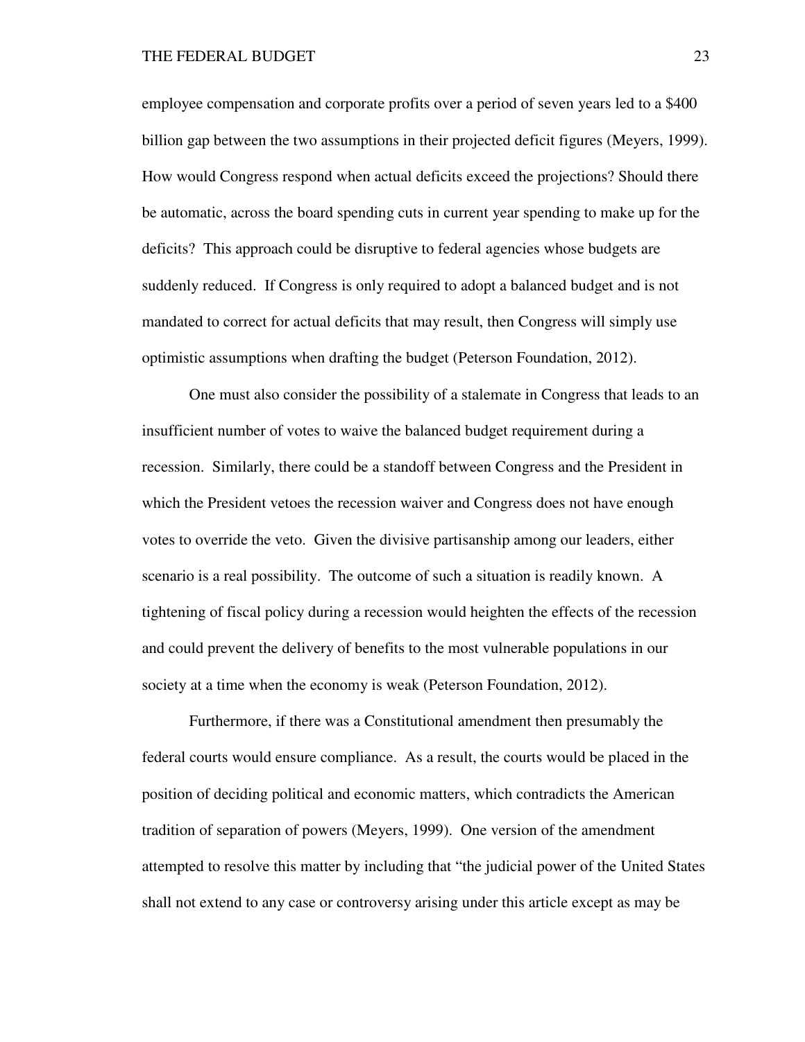employee compensation and corporate profits over a period of seven years led to a $400 billion gap between the two assumptions in their projected deficit figures (Meyers, 1999). How would Congress respond when actual deficits exceed the projections? Should there be automatic, across the board spending cuts in current year spending to make up for the deficits? This approach could be disruptive to federal agencies whose budgets are suddenly reduced. If Congress is only required to adopt a balanced budget and is not mandated to correct for actual deficits that may result, then Congress will simply use optimistic assumptions when drafting the budget (Peterson Foundation, 2012).

One must also consider the possibility of a stalemate in Congress that leads to an insufficient number of votes to waive the balanced budget requirement during a recession. Similarly, there could be a standoff between Congress and the President in which the President vetoes the recession waiver and Congress does not have enough votes to override the veto. Given the divisive partisanship among our leaders, either scenario is a real possibility. The outcome of such a situation is readily known. A tightening of fiscal policy during a recession would heighten the effects of the recession and could prevent the delivery of benefits to the most vulnerable populations in our society at a time when the economy is weak (Peterson Foundation, 2012).

Furthermore, if there was a Constitutional amendment then presumably the federal courts would ensure compliance. As a result, the courts would be placed in the position of deciding political and economic matters, which contradicts the American tradition of separation of powers (Meyers, 1999). One version of the amendment attempted to resolve this matter by including that "the judicial power of the United States shall not extend to any case or controversy arising under this article except as may be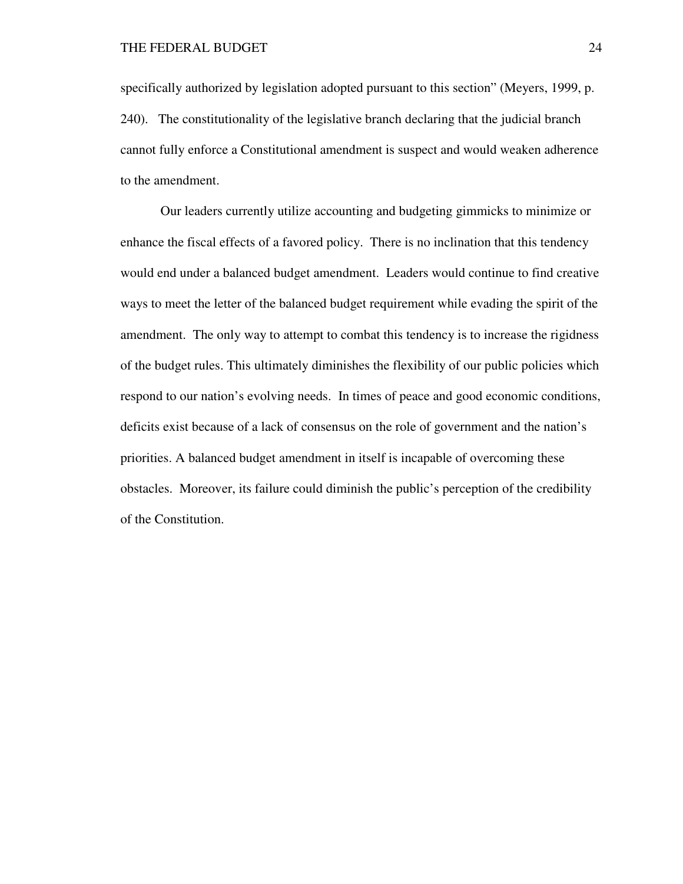specifically authorized by legislation adopted pursuant to this section" (Meyers, 1999, p. 240). The constitutionality of the legislative branch declaring that the judicial branch cannot fully enforce a Constitutional amendment is suspect and would weaken adherence to the amendment.

Our leaders currently utilize accounting and budgeting gimmicks to minimize or enhance the fiscal effects of a favored policy. There is no inclination that this tendency would end under a balanced budget amendment. Leaders would continue to find creative ways to meet the letter of the balanced budget requirement while evading the spirit of the amendment. The only way to attempt to combat this tendency is to increase the rigidness of the budget rules. This ultimately diminishes the flexibility of our public policies which respond to our nation's evolving needs. In times of peace and good economic conditions, deficits exist because of a lack of consensus on the role of government and the nation's priorities. A balanced budget amendment in itself is incapable of overcoming these obstacles. Moreover, its failure could diminish the public's perception of the credibility of the Constitution.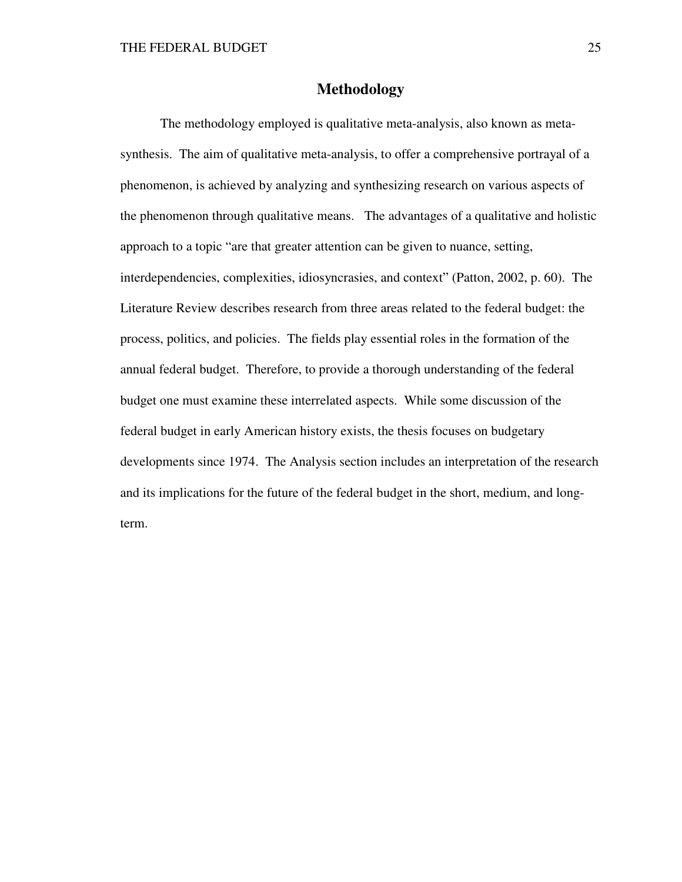# Methodology

The methodology employed is qualitative meta-analysis, also known as meta-synthesis. The aim of qualitative meta-analysis, to offer a comprehensive portrayal of a phenomenon, is achieved by analyzing and synthesizing research on various aspects of the phenomenon through qualitative means. The advantages of a qualitative and holistic approach to a topic "are that greater attention can be given to nuance, setting, interdependencies, complexities, idiosyncrasies, and context" (Patton, 2002, p. 60). The Literature Review describes research from three areas related to the federal budget: the process, politics, and policies. The fields play essential roles in the formation of the annual federal budget. Therefore, to provide a thorough understanding of the federal budget one must examine these interrelated aspects. While some discussion of the federal budget in early American history exists, the thesis focuses on budgetary developments since 1974. The Analysis section includes an interpretation of the research and its implications for the future of the federal budget in the short, medium, and long-term.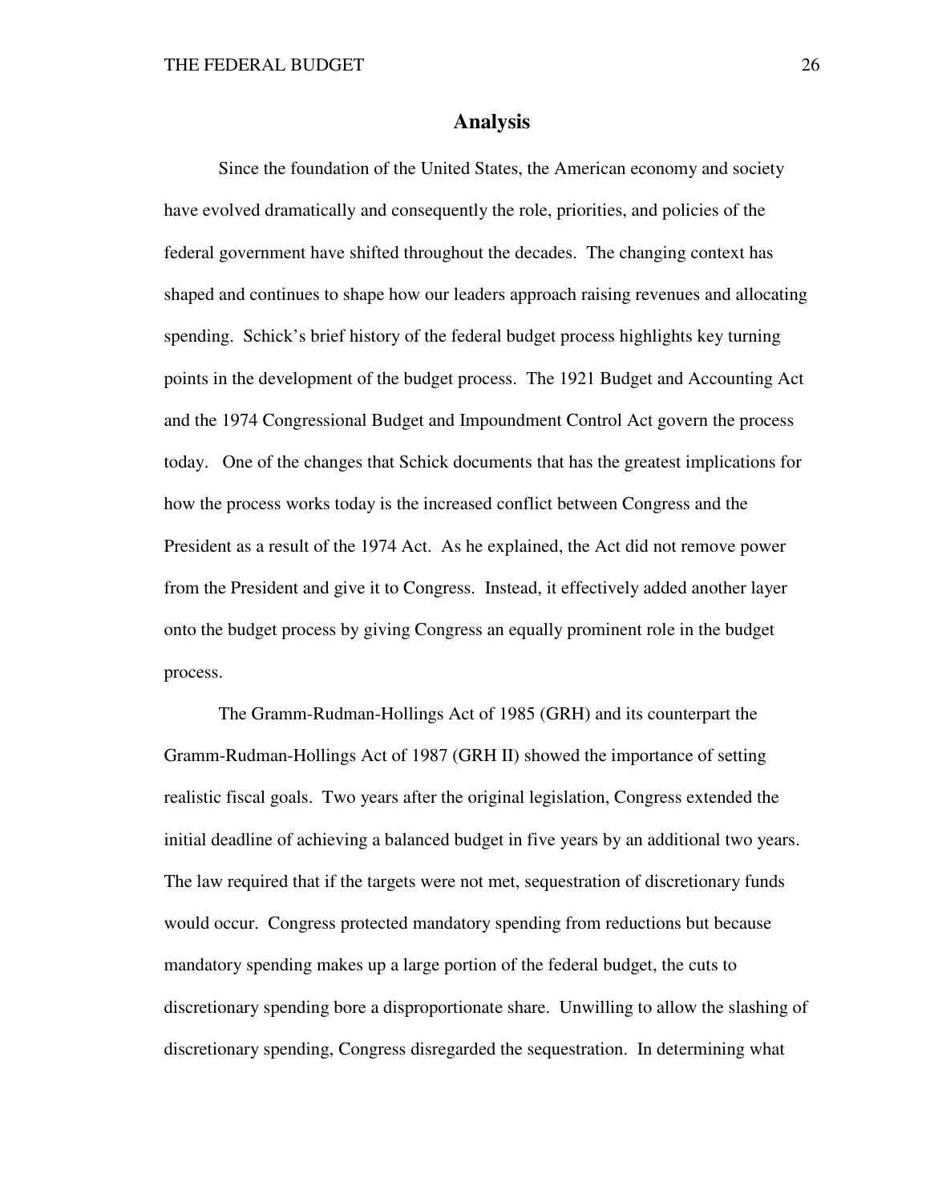## Analysis

Since the foundation of the United States, the American economy and society have evolved dramatically and consequently the role, priorities, and policies of the federal government have shifted throughout the decades. The changing context has shaped and continues to shape how our leaders approach raising revenues and allocating spending. Schick's brief history of the federal budget process highlights key turning points in the development of the budget process. The 1921 Budget and Accounting Act and the 1974 Congressional Budget and Impoundment Control Act govern the process today. One of the changes that Schick documents that has the greatest implications for how the process works today is the increased conflict between Congress and the President as a result of the 1974 Act. As he explained, the Act did not remove power from the President and give it to Congress. Instead, it effectively added another layer onto the budget process by giving Congress an equally prominent role in the budget process.

The Gramm-Rudman-Hollings Act of 1985 (GRH) and its counterpart the Gramm-Rudman-Hollings Act of 1987 (GRH II) showed the importance of setting realistic fiscal goals. Two years after the original legislation, Congress extended the initial deadline of achieving a balanced budget in five years by an additional two years. The law required that if the targets were not met, sequestration of discretionary funds would occur. Congress protected mandatory spending from reductions but because mandatory spending makes up a large portion of the federal budget, the cuts to discretionary spending bore a disproportionate share. Unwilling to allow the slashing of discretionary spending, Congress disregarded the sequestration. In determining what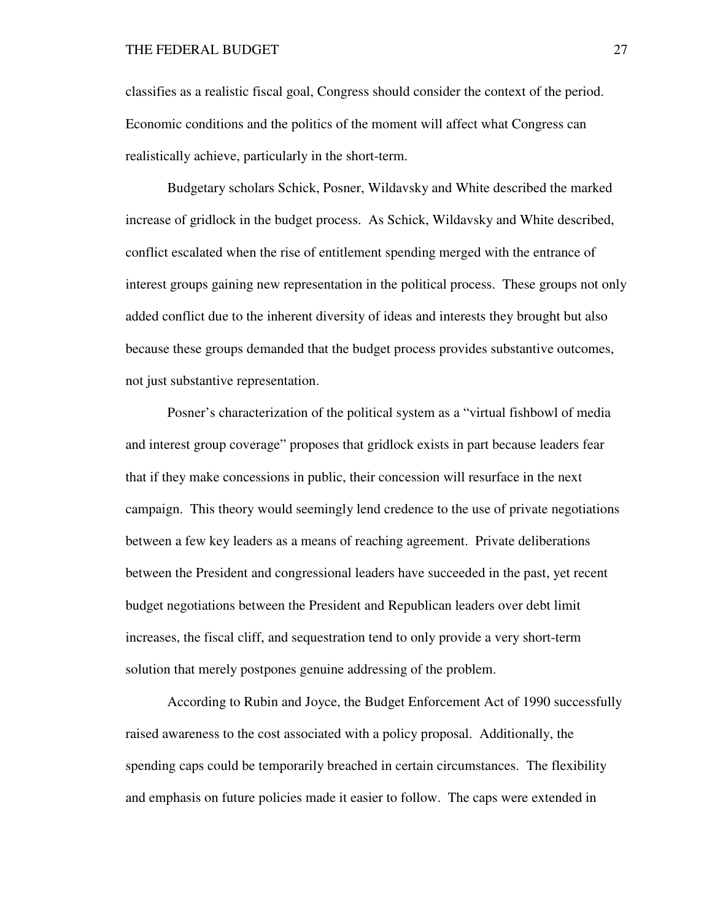classifies as a realistic fiscal goal, Congress should consider the context of the period. Economic conditions and the politics of the moment will affect what Congress can realistically achieve, particularly in the short-term.

Budgetary scholars Schick, Posner, Wildavsky and White described the marked increase of gridlock in the budget process. As Schick, Wildavsky and White described, conflict escalated when the rise of entitlement spending merged with the entrance of interest groups gaining new representation in the political process. These groups not only added conflict due to the inherent diversity of ideas and interests they brought but also because these groups demanded that the budget process provides substantive outcomes, not just substantive representation.

Posner's characterization of the political system as a "virtual fishbowl of media and interest group coverage" proposes that gridlock exists in part because leaders fear that if they make concessions in public, their concession will resurface in the next campaign. This theory would seemingly lend credence to the use of private negotiations between a few key leaders as a means of reaching agreement. Private deliberations between the President and congressional leaders have succeeded in the past, yet recent budget negotiations between the President and Republican leaders over debt limit increases, the fiscal cliff, and sequestration tend to only provide a very short-term solution that merely postpones genuine addressing of the problem.

According to Rubin and Joyce, the Budget Enforcement Act of 1990 successfully raised awareness to the cost associated with a policy proposal. Additionally, the spending caps could be temporarily breached in certain circumstances. The flexibility and emphasis on future policies made it easier to follow. The caps were extended in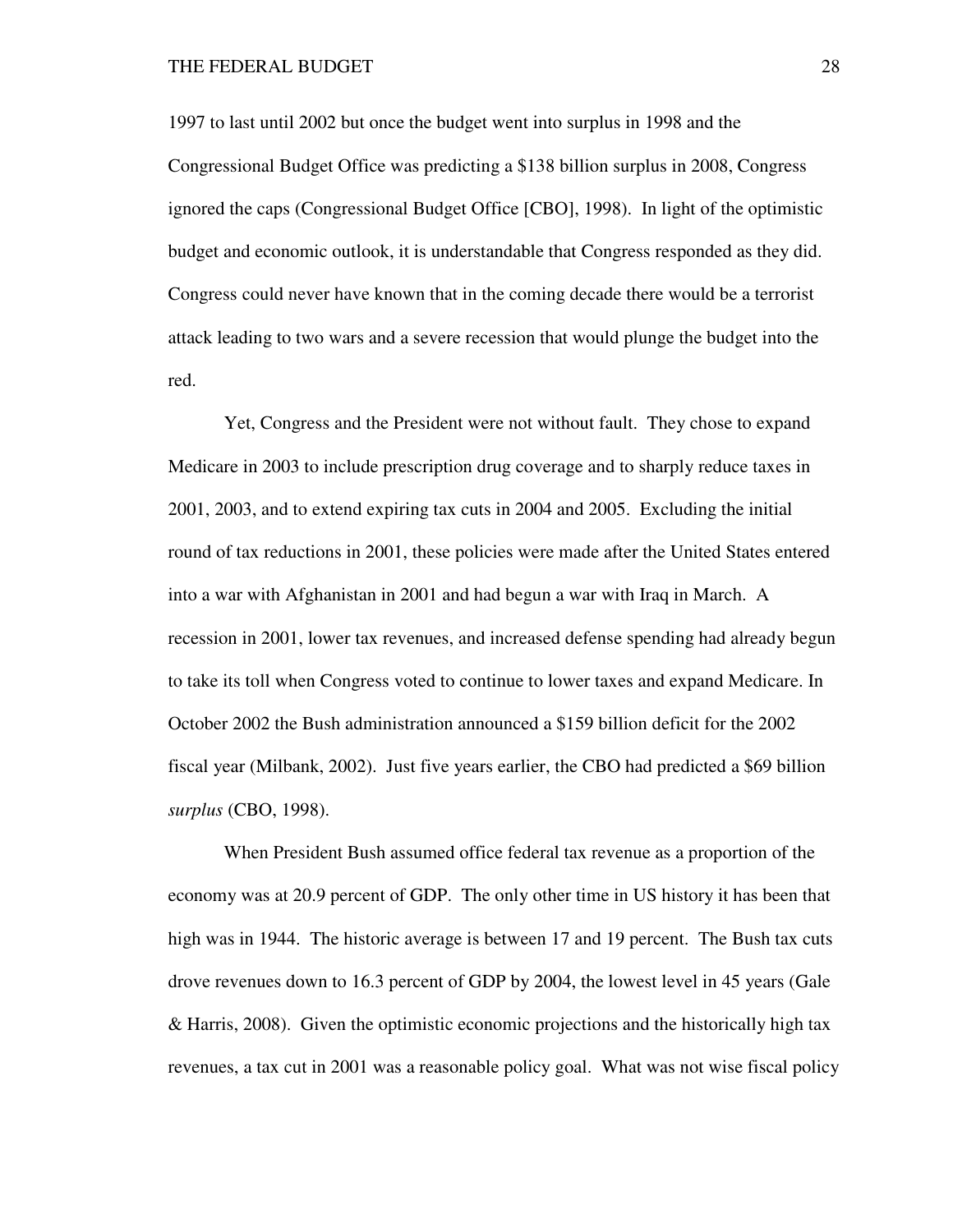1997 to last until 2002 but once the budget went into surplus in 1998 and the Congressional Budget Office was predicting a $138 billion surplus in 2008, Congress ignored the caps (Congressional Budget Office [CBO], 1998). In light of the optimistic budget and economic outlook, it is understandable that Congress responded as they did. Congress could never have known that in the coming decade there would be a terrorist attack leading to two wars and a severe recession that would plunge the budget into the red.

Yet, Congress and the President were not without fault. They chose to expand Medicare in 2003 to include prescription drug coverage and to sharply reduce taxes in 2001, 2003, and to extend expiring tax cuts in 2004 and 2005. Excluding the initial round of tax reductions in 2001, these policies were made after the United States entered into a war with Afghanistan in 2001 and had begun a war with Iraq in March. A recession in 2001, lower tax revenues, and increased defense spending had already begun to take its toll when Congress voted to continue to lower taxes and expand Medicare. In October 2002 the Bush administration announced a $159 billion deficit for the 2002 fiscal year (Milbank, 2002). Just five years earlier, the CBO had predicted a $69 billion *surplus* (CBO, 1998).

When President Bush assumed office federal tax revenue as a proportion of the economy was at 20.9 percent of GDP. The only other time in US history it has been that high was in 1944. The historic average is between 17 and 19 percent. The Bush tax cuts drove revenues down to 16.3 percent of GDP by 2004, the lowest level in 45 years (Gale & Harris, 2008). Given the optimistic economic projections and the historically high tax revenues, a tax cut in 2001 was a reasonable policy goal. What was not wise fiscal policy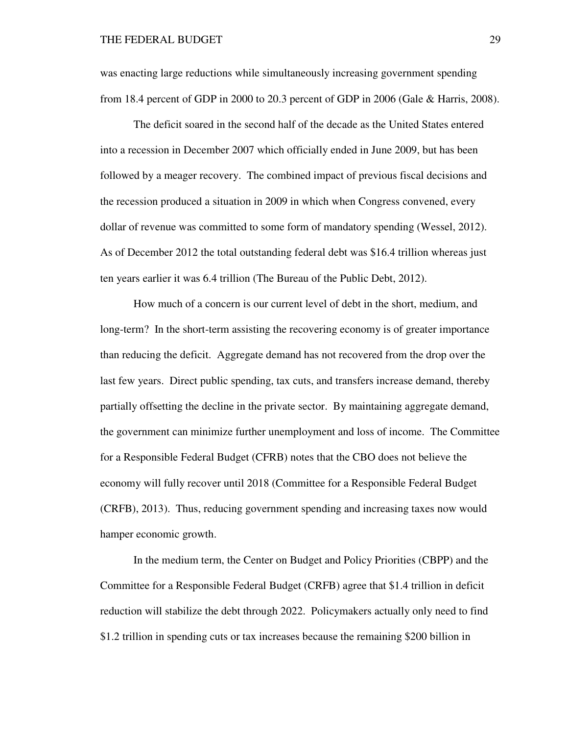was enacting large reductions while simultaneously increasing government spending from 18.4 percent of GDP in 2000 to 20.3 percent of GDP in 2006 (Gale & Harris, 2008).

The deficit soared in the second half of the decade as the United States entered into a recession in December 2007 which officially ended in June 2009, but has been followed by a meager recovery. The combined impact of previous fiscal decisions and the recession produced a situation in 2009 in which when Congress convened, every dollar of revenue was committed to some form of mandatory spending (Wessel, 2012). As of December 2012 the total outstanding federal debt was $16.4 trillion whereas just ten years earlier it was 6.4 trillion (The Bureau of the Public Debt, 2012).

How much of a concern is our current level of debt in the short, medium, and long-term? In the short-term assisting the recovering economy is of greater importance than reducing the deficit. Aggregate demand has not recovered from the drop over the last few years. Direct public spending, tax cuts, and transfers increase demand, thereby partially offsetting the decline in the private sector. By maintaining aggregate demand, the government can minimize further unemployment and loss of income. The Committee for a Responsible Federal Budget (CFRB) notes that the CBO does not believe the economy will fully recover until 2018 (Committee for a Responsible Federal Budget (CRFB), 2013). Thus, reducing government spending and increasing taxes now would hamper economic growth.

In the medium term, the Center on Budget and Policy Priorities (CBPP) and the Committee for a Responsible Federal Budget (CRFB) agree that $1.4 trillion in deficit reduction will stabilize the debt through 2022. Policymakers actually only need to find $1.2 trillion in spending cuts or tax increases because the remaining $200 billion in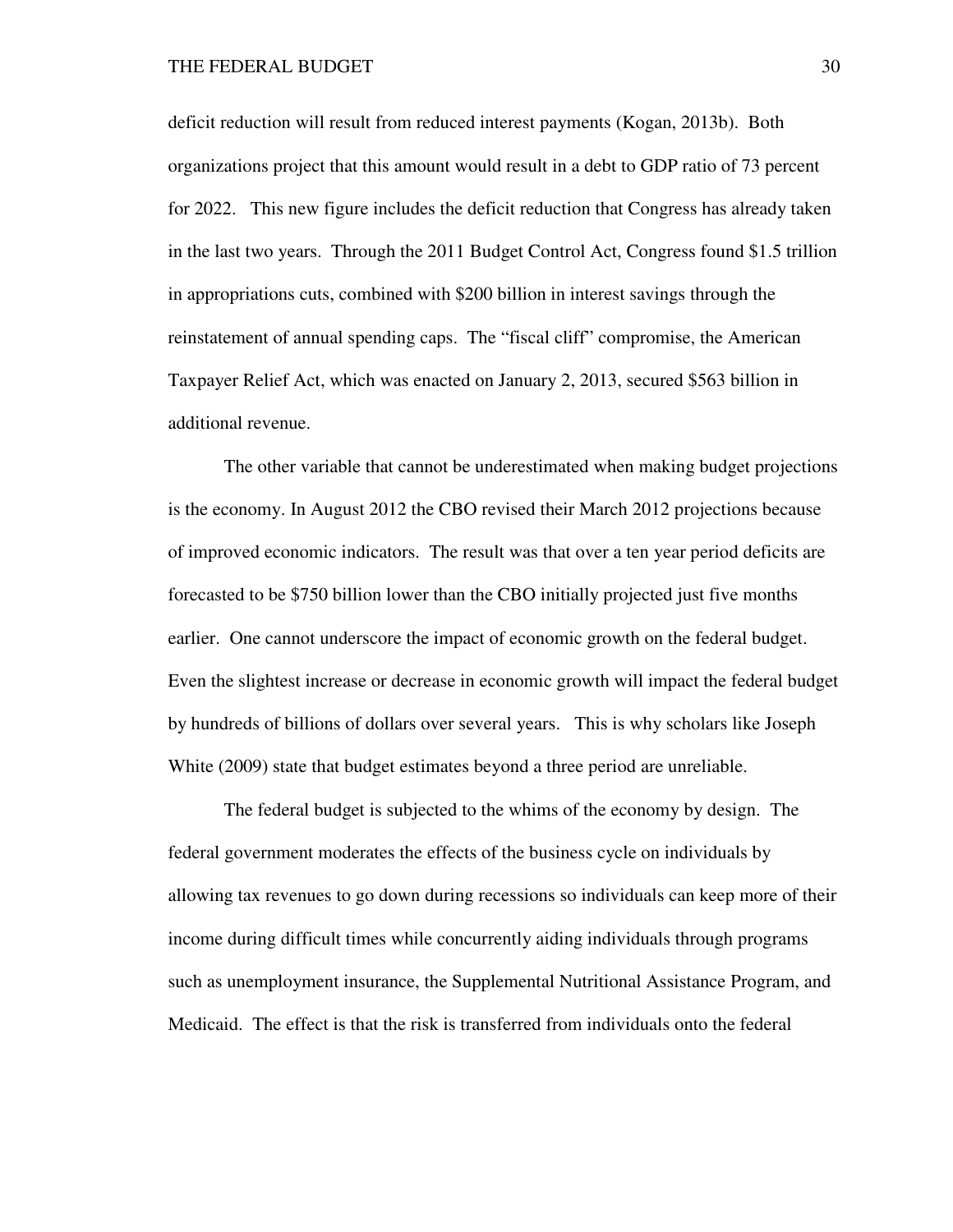deficit reduction will result from reduced interest payments (Kogan, 2013b). Both organizations project that this amount would result in a debt to GDP ratio of 73 percent for 2022. This new figure includes the deficit reduction that Congress has already taken in the last two years. Through the 2011 Budget Control Act, Congress found $1.5 trillion in appropriations cuts, combined with $200 billion in interest savings through the reinstatement of annual spending caps. The "fiscal cliff" compromise, the American Taxpayer Relief Act, which was enacted on January 2, 2013, secured $563 billion in additional revenue.

The other variable that cannot be underestimated when making budget projections is the economy. In August 2012 the CBO revised their March 2012 projections because of improved economic indicators. The result was that over a ten year period deficits are forecasted to be $750 billion lower than the CBO initially projected just five months earlier. One cannot underscore the impact of economic growth on the federal budget. Even the slightest increase or decrease in economic growth will impact the federal budget by hundreds of billions of dollars over several years. This is why scholars like Joseph White (2009) state that budget estimates beyond a three period are unreliable.

The federal budget is subjected to the whims of the economy by design. The federal government moderates the effects of the business cycle on individuals by allowing tax revenues to go down during recessions so individuals can keep more of their income during difficult times while concurrently aiding individuals through programs such as unemployment insurance, the Supplemental Nutritional Assistance Program, and Medicaid. The effect is that the risk is transferred from individuals onto the federal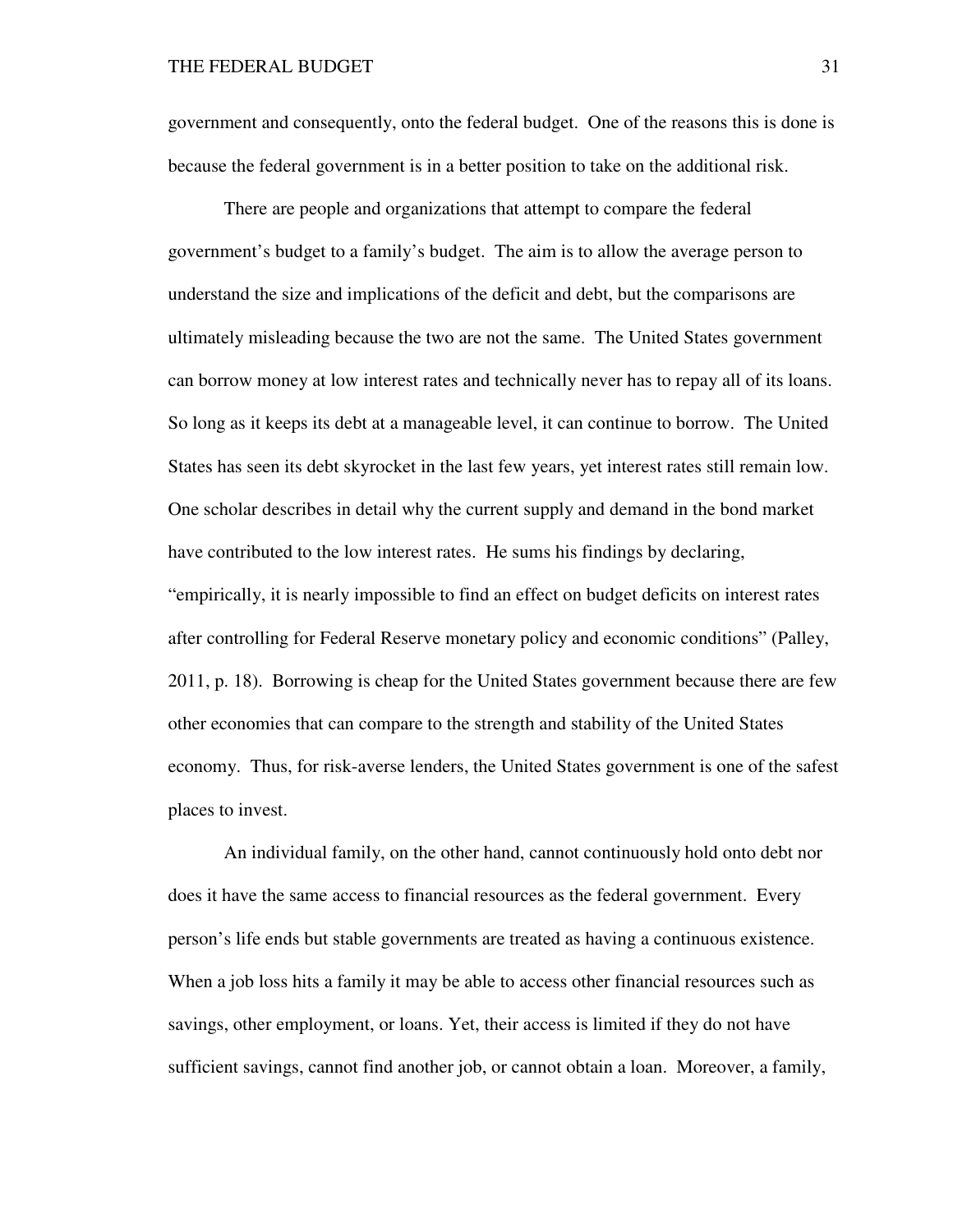government and consequently, onto the federal budget. One of the reasons this is done is because the federal government is in a better position to take on the additional risk.

There are people and organizations that attempt to compare the federal government's budget to a family's budget. The aim is to allow the average person to understand the size and implications of the deficit and debt, but the comparisons are ultimately misleading because the two are not the same. The United States government can borrow money at low interest rates and technically never has to repay all of its loans. So long as it keeps its debt at a manageable level, it can continue to borrow. The United States has seen its debt skyrocket in the last few years, yet interest rates still remain low. One scholar describes in detail why the current supply and demand in the bond market have contributed to the low interest rates. He sums his findings by declaring, "empirically, it is nearly impossible to find an effect on budget deficits on interest rates after controlling for Federal Reserve monetary policy and economic conditions" (Palley, 2011, p. 18). Borrowing is cheap for the United States government because there are few other economies that can compare to the strength and stability of the United States economy. Thus, for risk-averse lenders, the United States government is one of the safest places to invest.

An individual family, on the other hand, cannot continuously hold onto debt nor does it have the same access to financial resources as the federal government. Every person's life ends but stable governments are treated as having a continuous existence. When a job loss hits a family it may be able to access other financial resources such as savings, other employment, or loans. Yet, their access is limited if they do not have sufficient savings, cannot find another job, or cannot obtain a loan. Moreover, a family,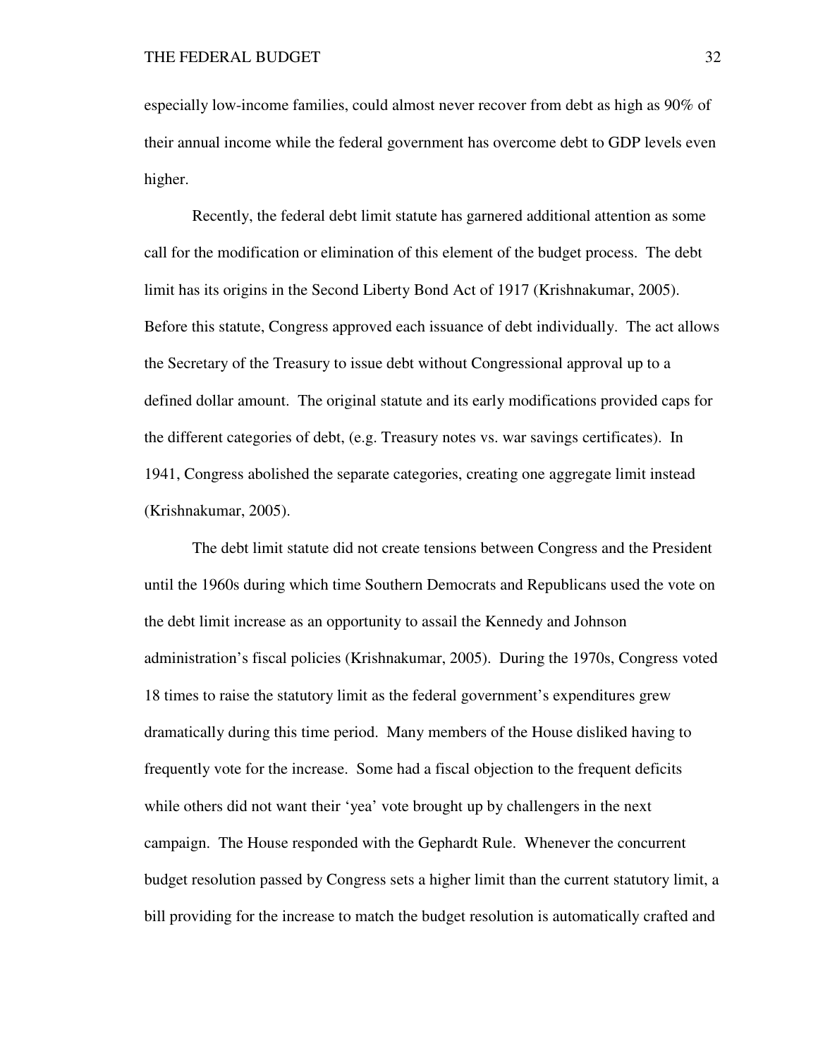especially low-income families, could almost never recover from debt as high as 90% of their annual income while the federal government has overcome debt to GDP levels even higher.

Recently, the federal debt limit statute has garnered additional attention as some call for the modification or elimination of this element of the budget process. The debt limit has its origins in the Second Liberty Bond Act of 1917 (Krishnakumar, 2005). Before this statute, Congress approved each issuance of debt individually. The act allows the Secretary of the Treasury to issue debt without Congressional approval up to a defined dollar amount. The original statute and its early modifications provided caps for the different categories of debt, (e.g. Treasury notes vs. war savings certificates). In 1941, Congress abolished the separate categories, creating one aggregate limit instead (Krishnakumar, 2005).

The debt limit statute did not create tensions between Congress and the President until the 1960s during which time Southern Democrats and Republicans used the vote on the debt limit increase as an opportunity to assail the Kennedy and Johnson administration's fiscal policies (Krishnakumar, 2005). During the 1970s, Congress voted 18 times to raise the statutory limit as the federal government's expenditures grew dramatically during this time period. Many members of the House disliked having to frequently vote for the increase. Some had a fiscal objection to the frequent deficits while others did not want their 'yea' vote brought up by challengers in the next campaign. The House responded with the Gephardt Rule. Whenever the concurrent budget resolution passed by Congress sets a higher limit than the current statutory limit, a bill providing for the increase to match the budget resolution is automatically crafted and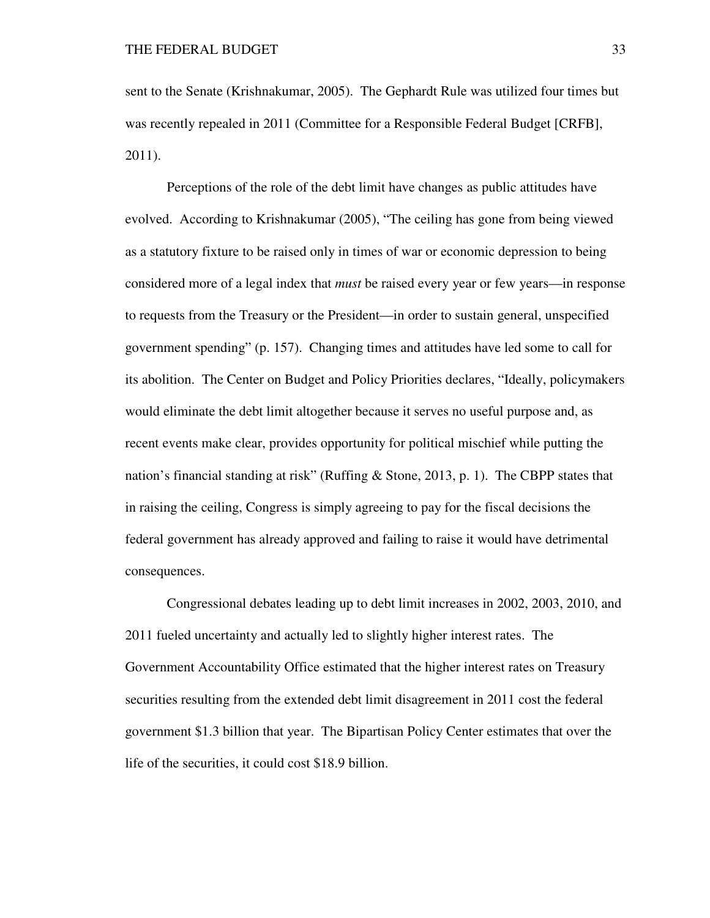sent to the Senate (Krishnakumar, 2005). The Gephardt Rule was utilized four times but was recently repealed in 2011 (Committee for a Responsible Federal Budget [CRFB], 2011).

Perceptions of the role of the debt limit have changes as public attitudes have evolved. According to Krishnakumar (2005), "The ceiling has gone from being viewed as a statutory fixture to be raised only in times of war or economic depression to being considered more of a legal index that *must* be raised every year or few years—in response to requests from the Treasury or the President—in order to sustain general, unspecified government spending" (p. 157). Changing times and attitudes have led some to call for its abolition. The Center on Budget and Policy Priorities declares, "Ideally, policymakers would eliminate the debt limit altogether because it serves no useful purpose and, as recent events make clear, provides opportunity for political mischief while putting the nation's financial standing at risk" (Ruffing & Stone, 2013, p. 1). The CBPP states that in raising the ceiling, Congress is simply agreeing to pay for the fiscal decisions the federal government has already approved and failing to raise it would have detrimental consequences.

Congressional debates leading up to debt limit increases in 2002, 2003, 2010, and 2011 fueled uncertainty and actually led to slightly higher interest rates. The Government Accountability Office estimated that the higher interest rates on Treasury securities resulting from the extended debt limit disagreement in 2011 cost the federal government $1.3 billion that year. The Bipartisan Policy Center estimates that over the life of the securities, it could cost $18.9 billion.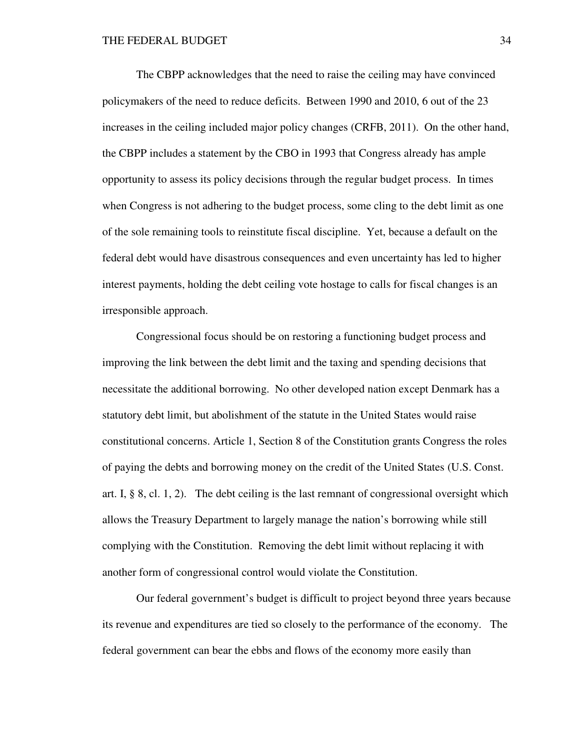The CBPP acknowledges that the need to raise the ceiling may have convinced policymakers of the need to reduce deficits. Between 1990 and 2010, 6 out of the 23 increases in the ceiling included major policy changes (CRFB, 2011). On the other hand, the CBPP includes a statement by the CBO in 1993 that Congress already has ample opportunity to assess its policy decisions through the regular budget process. In times when Congress is not adhering to the budget process, some cling to the debt limit as one of the sole remaining tools to reinstitute fiscal discipline. Yet, because a default on the federal debt would have disastrous consequences and even uncertainty has led to higher interest payments, holding the debt ceiling vote hostage to calls for fiscal changes is an irresponsible approach.

Congressional focus should be on restoring a functioning budget process and improving the link between the debt limit and the taxing and spending decisions that necessitate the additional borrowing. No other developed nation except Denmark has a statutory debt limit, but abolishment of the statute in the United States would raise constitutional concerns. Article 1, Section 8 of the Constitution grants Congress the roles of paying the debts and borrowing money on the credit of the United States (U.S. Const. art. I, § 8, cl. 1, 2). The debt ceiling is the last remnant of congressional oversight which allows the Treasury Department to largely manage the nation's borrowing while still complying with the Constitution. Removing the debt limit without replacing it with another form of congressional control would violate the Constitution.

Our federal government's budget is difficult to project beyond three years because its revenue and expenditures are tied so closely to the performance of the economy. The federal government can bear the ebbs and flows of the economy more easily than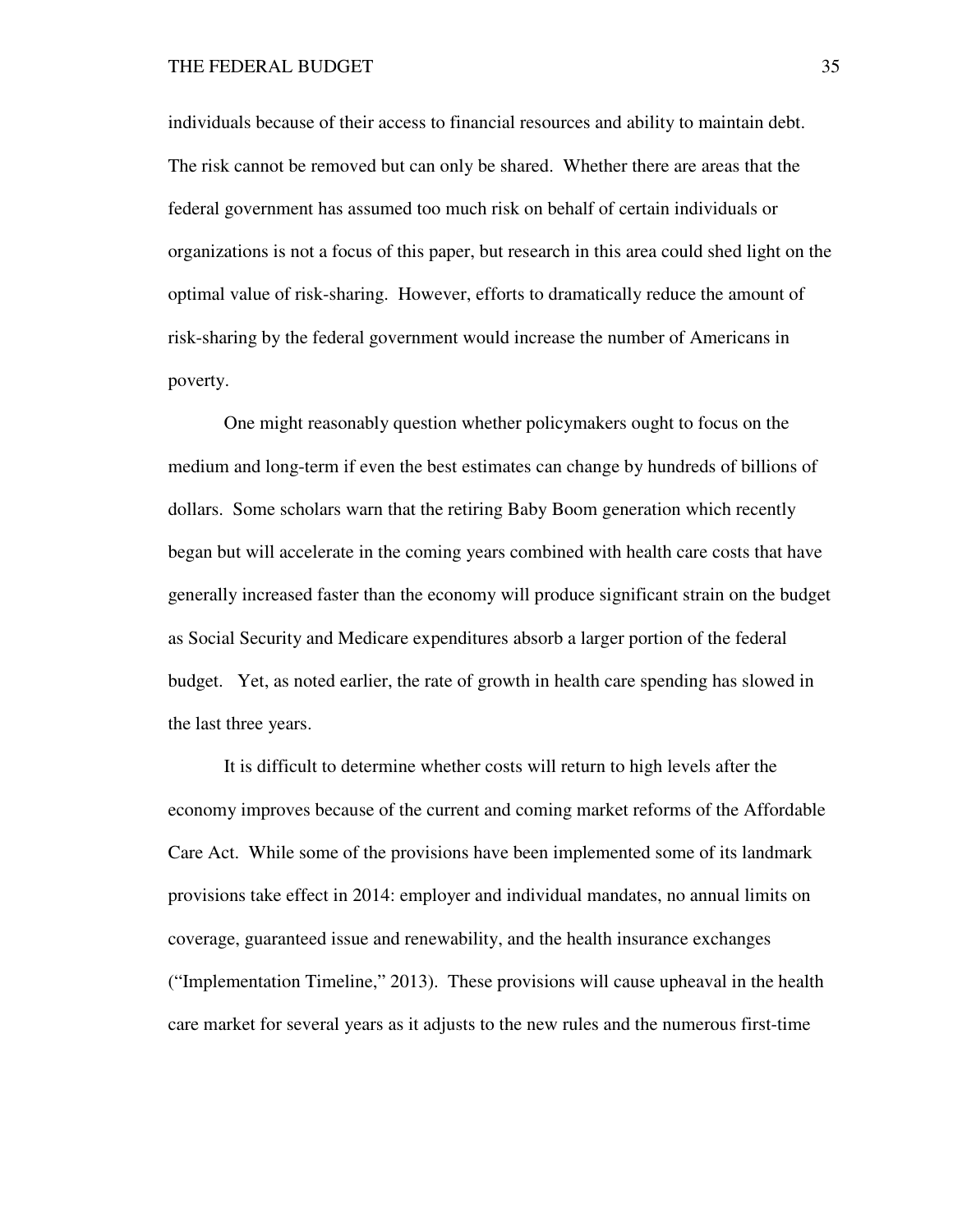individuals because of their access to financial resources and ability to maintain debt. The risk cannot be removed but can only be shared. Whether there are areas that the federal government has assumed too much risk on behalf of certain individuals or organizations is not a focus of this paper, but research in this area could shed light on the optimal value of risk-sharing. However, efforts to dramatically reduce the amount of risk-sharing by the federal government would increase the number of Americans in poverty.

One might reasonably question whether policymakers ought to focus on the medium and long-term if even the best estimates can change by hundreds of billions of dollars. Some scholars warn that the retiring Baby Boom generation which recently began but will accelerate in the coming years combined with health care costs that have generally increased faster than the economy will produce significant strain on the budget as Social Security and Medicare expenditures absorb a larger portion of the federal budget. Yet, as noted earlier, the rate of growth in health care spending has slowed in the last three years.

It is difficult to determine whether costs will return to high levels after the economy improves because of the current and coming market reforms of the Affordable Care Act. While some of the provisions have been implemented some of its landmark provisions take effect in 2014: employer and individual mandates, no annual limits on coverage, guaranteed issue and renewability, and the health insurance exchanges ("Implementation Timeline," 2013). These provisions will cause upheaval in the health care market for several years as it adjusts to the new rules and the numerous first-time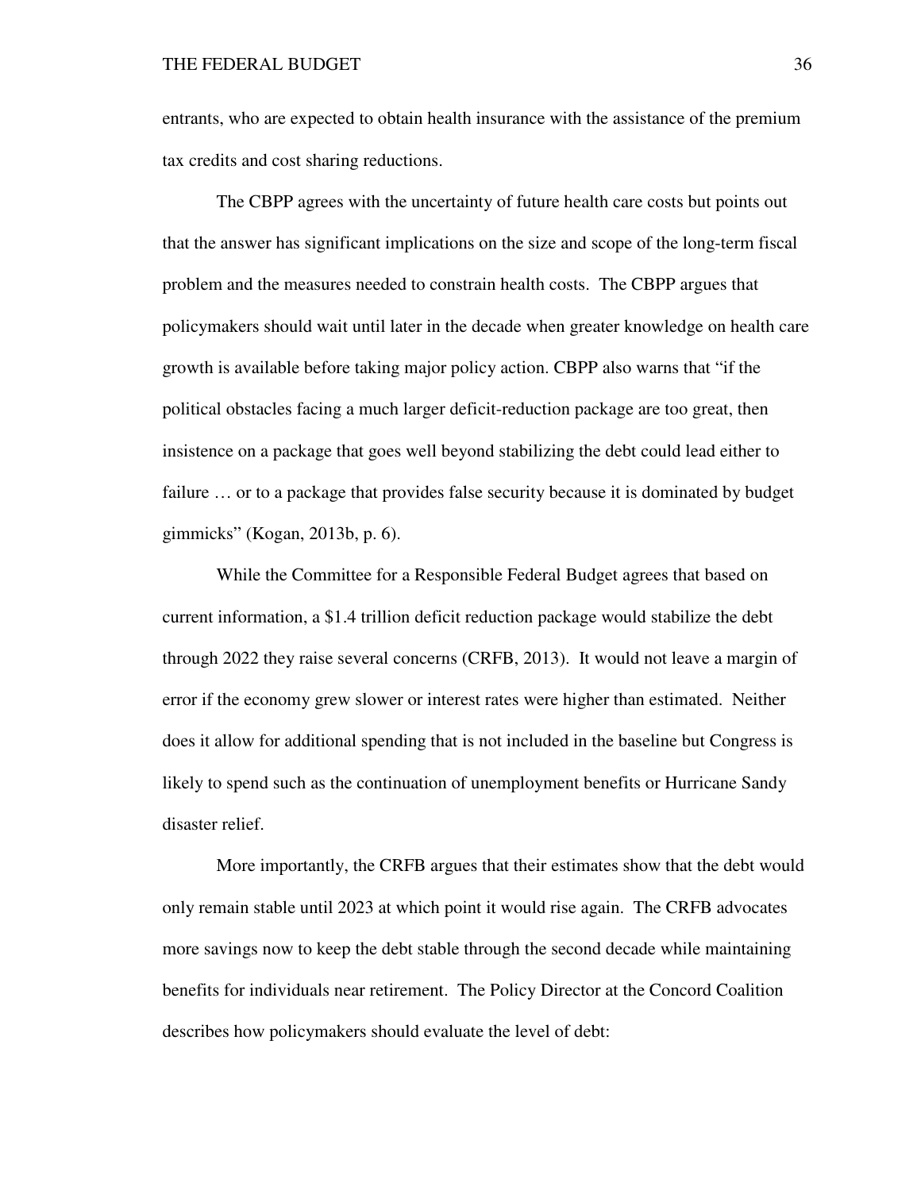entrants, who are expected to obtain health insurance with the assistance of the premium tax credits and cost sharing reductions.

The CBPP agrees with the uncertainty of future health care costs but points out that the answer has significant implications on the size and scope of the long-term fiscal problem and the measures needed to constrain health costs. The CBPP argues that policymakers should wait until later in the decade when greater knowledge on health care growth is available before taking major policy action. CBPP also warns that "if the political obstacles facing a much larger deficit-reduction package are too great, then insistence on a package that goes well beyond stabilizing the debt could lead either to failure … or to a package that provides false security because it is dominated by budget gimmicks" (Kogan, 2013b, p. 6).

While the Committee for a Responsible Federal Budget agrees that based on current information, a $1.4 trillion deficit reduction package would stabilize the debt through 2022 they raise several concerns (CRFB, 2013). It would not leave a margin of error if the economy grew slower or interest rates were higher than estimated. Neither does it allow for additional spending that is not included in the baseline but Congress is likely to spend such as the continuation of unemployment benefits or Hurricane Sandy disaster relief.

More importantly, the CRFB argues that their estimates show that the debt would only remain stable until 2023 at which point it would rise again. The CRFB advocates more savings now to keep the debt stable through the second decade while maintaining benefits for individuals near retirement. The Policy Director at the Concord Coalition describes how policymakers should evaluate the level of debt: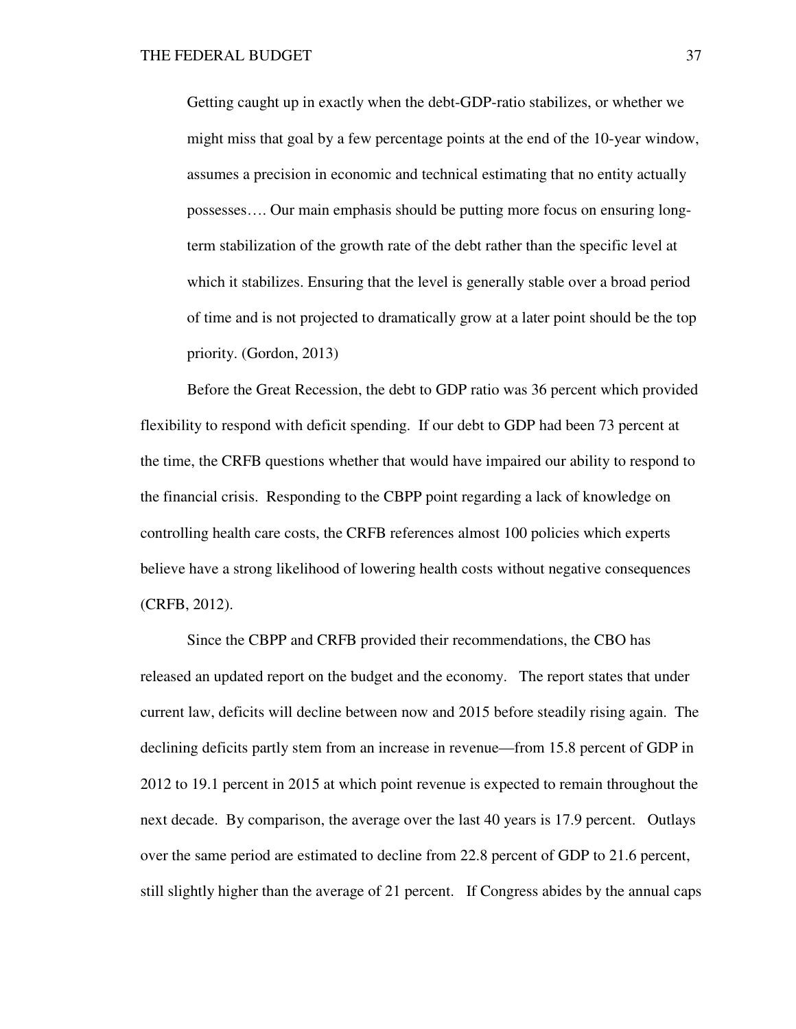> Getting caught up in exactly when the debt-GDP-ratio stabilizes, or whether we might miss that goal by a few percentage points at the end of the 10-year window, assumes a precision in economic and technical estimating that no entity actually possesses…. Our main emphasis should be putting more focus on ensuring long-term stabilization of the growth rate of the debt rather than the specific level at which it stabilizes. Ensuring that the level is generally stable over a broad period of time and is not projected to dramatically grow at a later point should be the top priority. (Gordon, 2013)

Before the Great Recession, the debt to GDP ratio was 36 percent which provided flexibility to respond with deficit spending. If our debt to GDP had been 73 percent at the time, the CRFB questions whether that would have impaired our ability to respond to the financial crisis. Responding to the CBPP point regarding a lack of knowledge on controlling health care costs, the CRFB references almost 100 policies which experts believe have a strong likelihood of lowering health costs without negative consequences (CRFB, 2012).

Since the CBPP and CRFB provided their recommendations, the CBO has released an updated report on the budget and the economy. The report states that under current law, deficits will decline between now and 2015 before steadily rising again. The declining deficits partly stem from an increase in revenue—from 15.8 percent of GDP in 2012 to 19.1 percent in 2015 at which point revenue is expected to remain throughout the next decade. By comparison, the average over the last 40 years is 17.9 percent. Outlays over the same period are estimated to decline from 22.8 percent of GDP to 21.6 percent, still slightly higher than the average of 21 percent. If Congress abides by the annual caps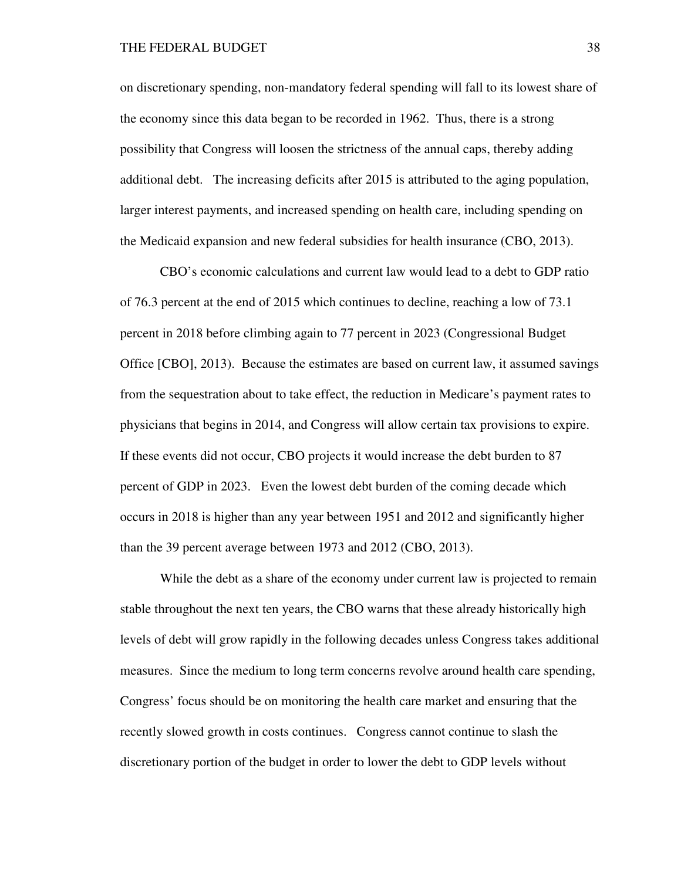on discretionary spending, non-mandatory federal spending will fall to its lowest share of the economy since this data began to be recorded in 1962. Thus, there is a strong possibility that Congress will loosen the strictness of the annual caps, thereby adding additional debt. The increasing deficits after 2015 is attributed to the aging population, larger interest payments, and increased spending on health care, including spending on the Medicaid expansion and new federal subsidies for health insurance (CBO, 2013).

CBO's economic calculations and current law would lead to a debt to GDP ratio of 76.3 percent at the end of 2015 which continues to decline, reaching a low of 73.1 percent in 2018 before climbing again to 77 percent in 2023 (Congressional Budget Office [CBO], 2013). Because the estimates are based on current law, it assumed savings from the sequestration about to take effect, the reduction in Medicare's payment rates to physicians that begins in 2014, and Congress will allow certain tax provisions to expire. If these events did not occur, CBO projects it would increase the debt burden to 87 percent of GDP in 2023. Even the lowest debt burden of the coming decade which occurs in 2018 is higher than any year between 1951 and 2012 and significantly higher than the 39 percent average between 1973 and 2012 (CBO, 2013).

While the debt as a share of the economy under current law is projected to remain stable throughout the next ten years, the CBO warns that these already historically high levels of debt will grow rapidly in the following decades unless Congress takes additional measures. Since the medium to long term concerns revolve around health care spending, Congress' focus should be on monitoring the health care market and ensuring that the recently slowed growth in costs continues. Congress cannot continue to slash the discretionary portion of the budget in order to lower the debt to GDP levels without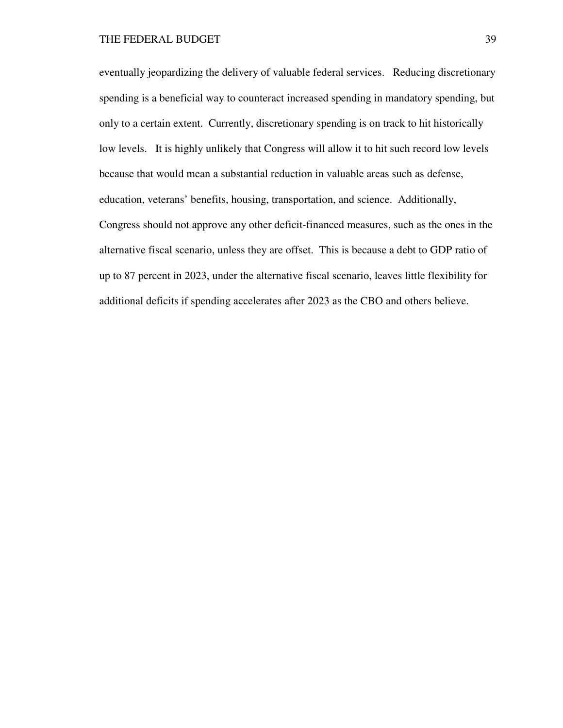eventually jeopardizing the delivery of valuable federal services. Reducing discretionary spending is a beneficial way to counteract increased spending in mandatory spending, but only to a certain extent. Currently, discretionary spending is on track to hit historically low levels. It is highly unlikely that Congress will allow it to hit such record low levels because that would mean a substantial reduction in valuable areas such as defense, education, veterans' benefits, housing, transportation, and science. Additionally, Congress should not approve any other deficit-financed measures, such as the ones in the alternative fiscal scenario, unless they are offset. This is because a debt to GDP ratio of up to 87 percent in 2023, under the alternative fiscal scenario, leaves little flexibility for additional deficits if spending accelerates after 2023 as the CBO and others believe.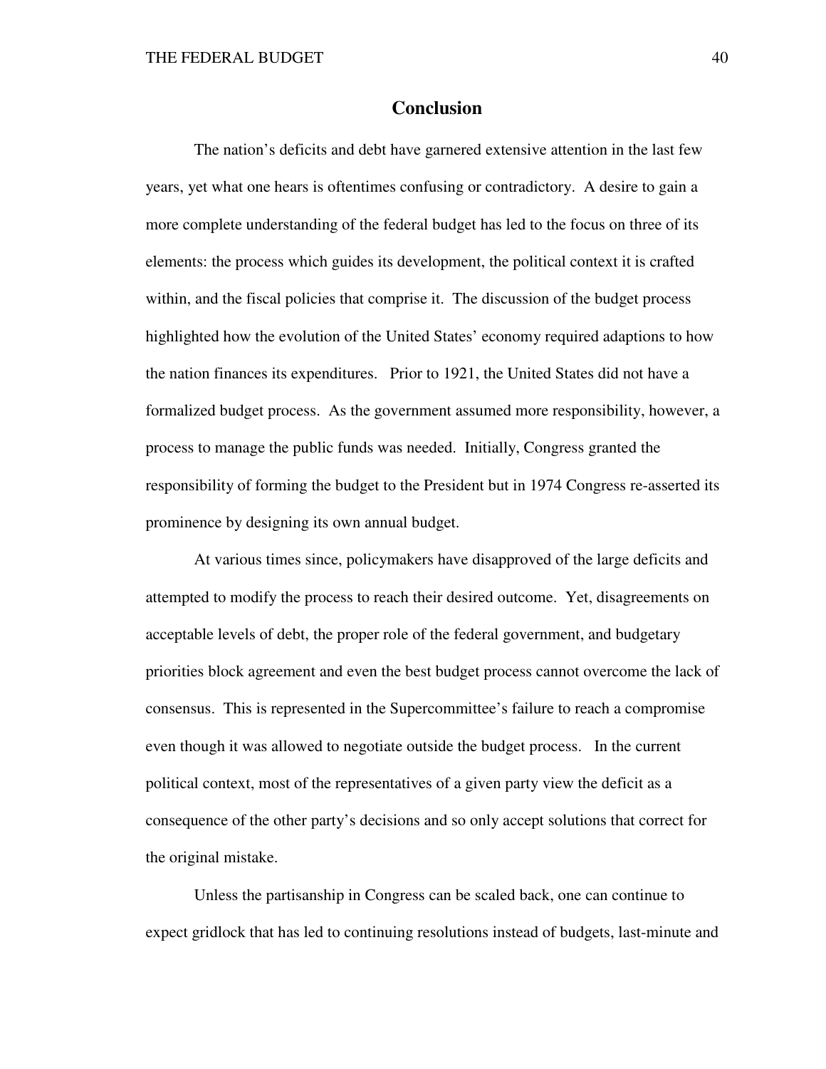## Conclusion

The nation's deficits and debt have garnered extensive attention in the last few years, yet what one hears is oftentimes confusing or contradictory. A desire to gain a more complete understanding of the federal budget has led to the focus on three of its elements: the process which guides its development, the political context it is crafted within, and the fiscal policies that comprise it. The discussion of the budget process highlighted how the evolution of the United States' economy required adaptions to how the nation finances its expenditures. Prior to 1921, the United States did not have a formalized budget process. As the government assumed more responsibility, however, a process to manage the public funds was needed. Initially, Congress granted the responsibility of forming the budget to the President but in 1974 Congress re-asserted its prominence by designing its own annual budget.

At various times since, policymakers have disapproved of the large deficits and attempted to modify the process to reach their desired outcome. Yet, disagreements on acceptable levels of debt, the proper role of the federal government, and budgetary priorities block agreement and even the best budget process cannot overcome the lack of consensus. This is represented in the Supercommittee's failure to reach a compromise even though it was allowed to negotiate outside the budget process. In the current political context, most of the representatives of a given party view the deficit as a consequence of the other party's decisions and so only accept solutions that correct for the original mistake.

Unless the partisanship in Congress can be scaled back, one can continue to expect gridlock that has led to continuing resolutions instead of budgets, last-minute and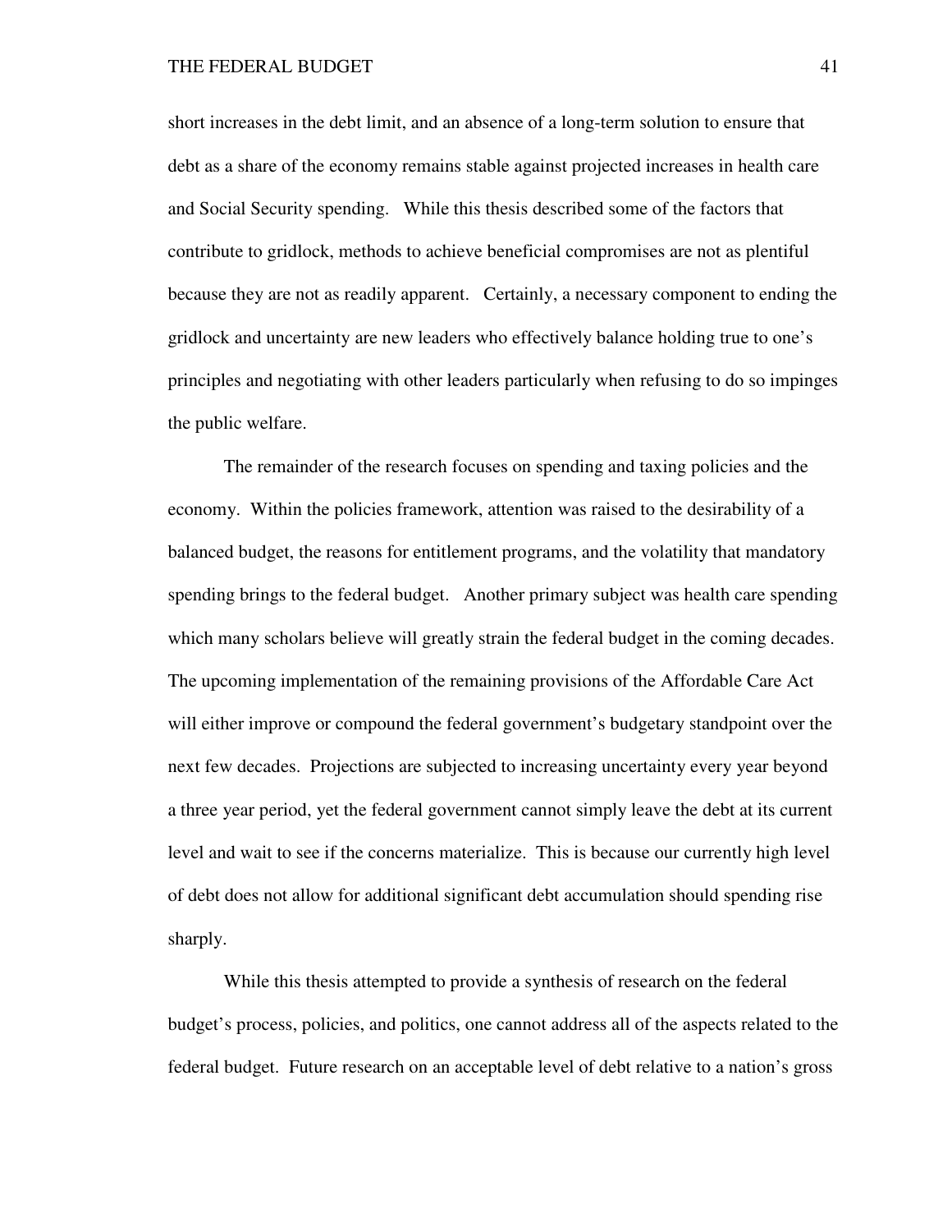short increases in the debt limit, and an absence of a long-term solution to ensure that debt as a share of the economy remains stable against projected increases in health care and Social Security spending. While this thesis described some of the factors that contribute to gridlock, methods to achieve beneficial compromises are not as plentiful because they are not as readily apparent. Certainly, a necessary component to ending the gridlock and uncertainty are new leaders who effectively balance holding true to one's principles and negotiating with other leaders particularly when refusing to do so impinges the public welfare.

The remainder of the research focuses on spending and taxing policies and the economy. Within the policies framework, attention was raised to the desirability of a balanced budget, the reasons for entitlement programs, and the volatility that mandatory spending brings to the federal budget. Another primary subject was health care spending which many scholars believe will greatly strain the federal budget in the coming decades. The upcoming implementation of the remaining provisions of the Affordable Care Act will either improve or compound the federal government's budgetary standpoint over the next few decades. Projections are subjected to increasing uncertainty every year beyond a three year period, yet the federal government cannot simply leave the debt at its current level and wait to see if the concerns materialize. This is because our currently high level of debt does not allow for additional significant debt accumulation should spending rise sharply.

While this thesis attempted to provide a synthesis of research on the federal budget's process, policies, and politics, one cannot address all of the aspects related to the federal budget. Future research on an acceptable level of debt relative to a nation's gross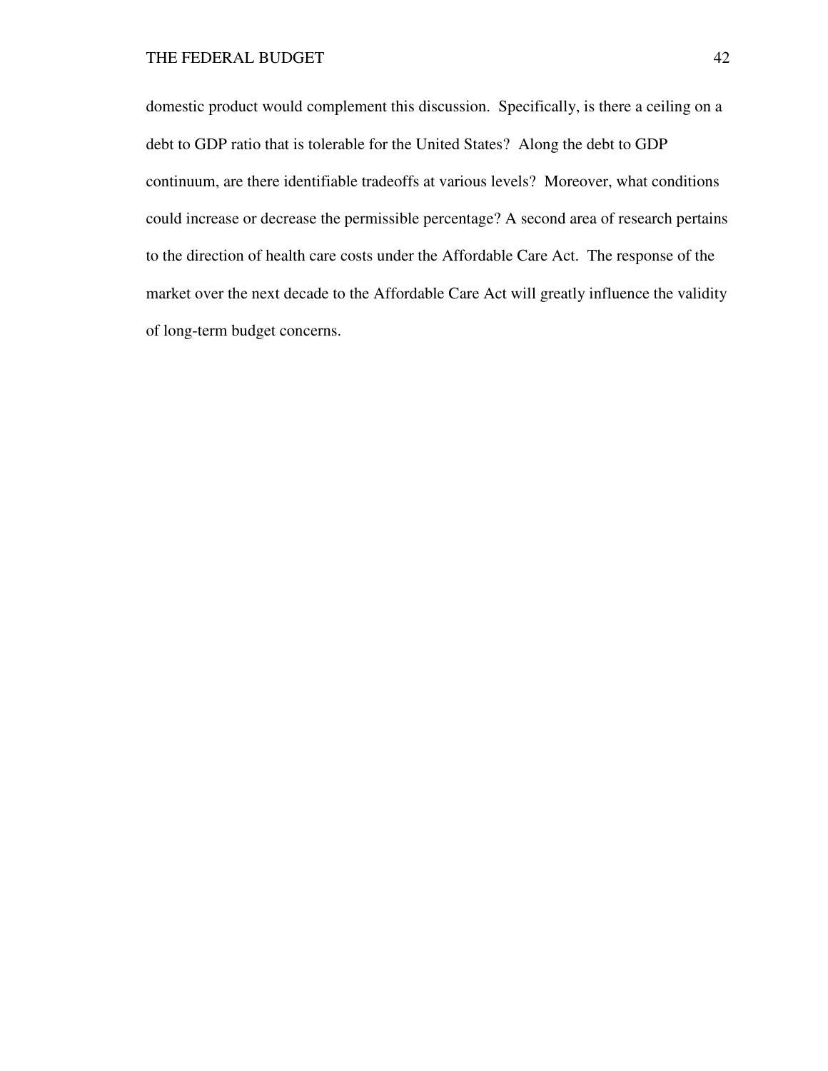domestic product would complement this discussion. Specifically, is there a ceiling on a debt to GDP ratio that is tolerable for the United States? Along the debt to GDP continuum, are there identifiable tradeoffs at various levels? Moreover, what conditions could increase or decrease the permissible percentage? A second area of research pertains to the direction of health care costs under the Affordable Care Act. The response of the market over the next decade to the Affordable Care Act will greatly influence the validity of long-term budget concerns.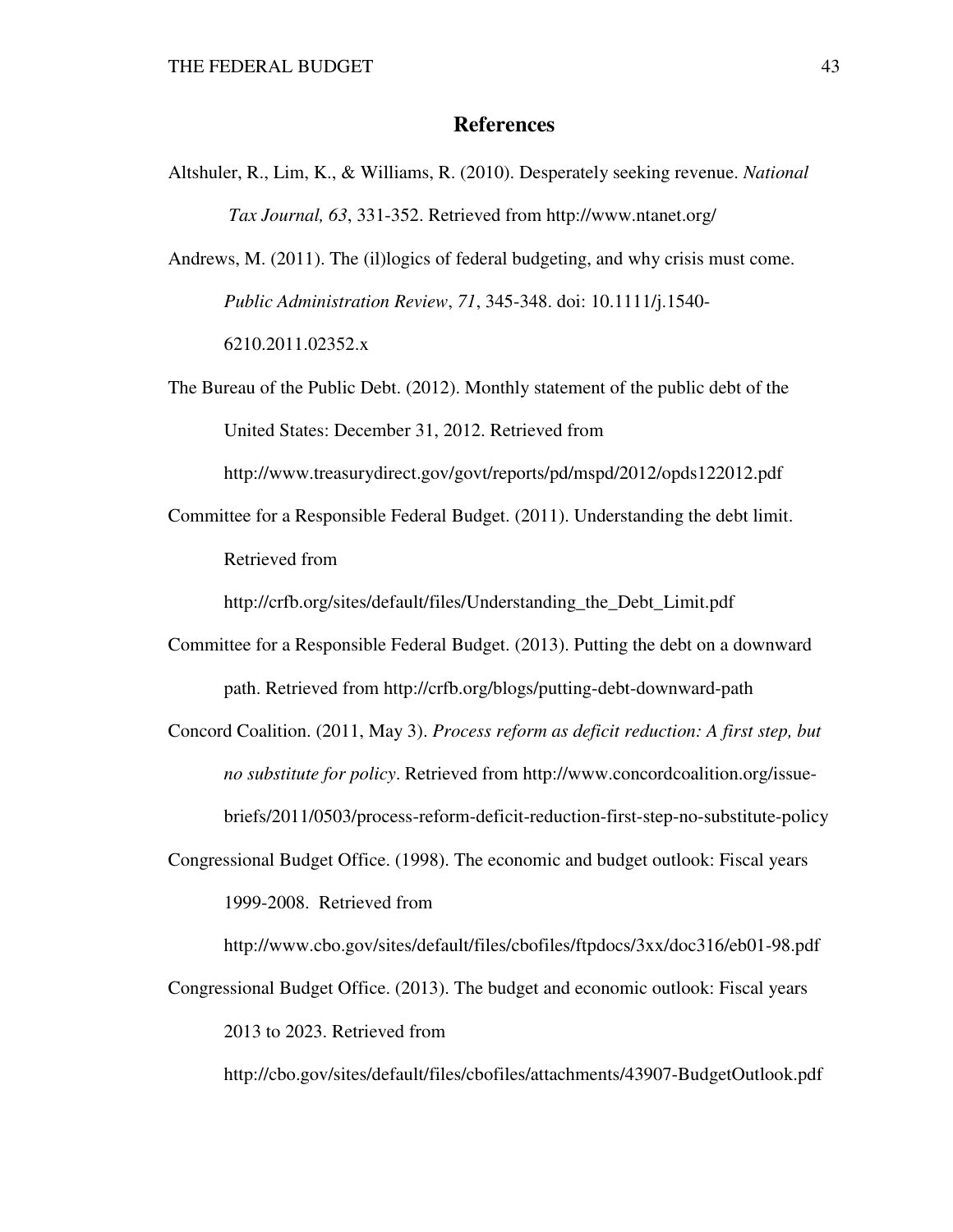# References

Altshuler, R., Lim, K., & Williams, R. (2010). Desperately seeking revenue. *National Tax Journal, 63*, 331-352. Retrieved from http://www.ntanet.org/

Andrews, M. (2011). The (il)logics of federal budgeting, and why crisis must come. *Public Administration Review*, *71*, 345-348. doi: 10.1111/j.1540-6210.2011.02352.x

The Bureau of the Public Debt. (2012). Monthly statement of the public debt of the United States: December 31, 2012. Retrieved from http://www.treasurydirect.gov/govt/reports/pd/mspd/2012/opds122012.pdf

Committee for a Responsible Federal Budget. (2011). Understanding the debt limit. Retrieved from http://crfb.org/sites/default/files/Understanding_the_Debt_Limit.pdf

Committee for a Responsible Federal Budget. (2013). Putting the debt on a downward path. Retrieved from http://crfb.org/blogs/putting-debt-downward-path

Concord Coalition. (2011, May 3). *Process reform as deficit reduction: A first step, but no substitute for policy*. Retrieved from http://www.concordcoalition.org/issue-briefs/2011/0503/process-reform-deficit-reduction-first-step-no-substitute-policy

Congressional Budget Office. (1998). The economic and budget outlook: Fiscal years 1999-2008. Retrieved from http://www.cbo.gov/sites/default/files/cbofiles/ftpdocs/3xx/doc316/eb01-98.pdf

Congressional Budget Office. (2013). The budget and economic outlook: Fiscal years 2013 to 2023. Retrieved from http://cbo.gov/sites/default/files/cbofiles/attachments/43907-BudgetOutlook.pdf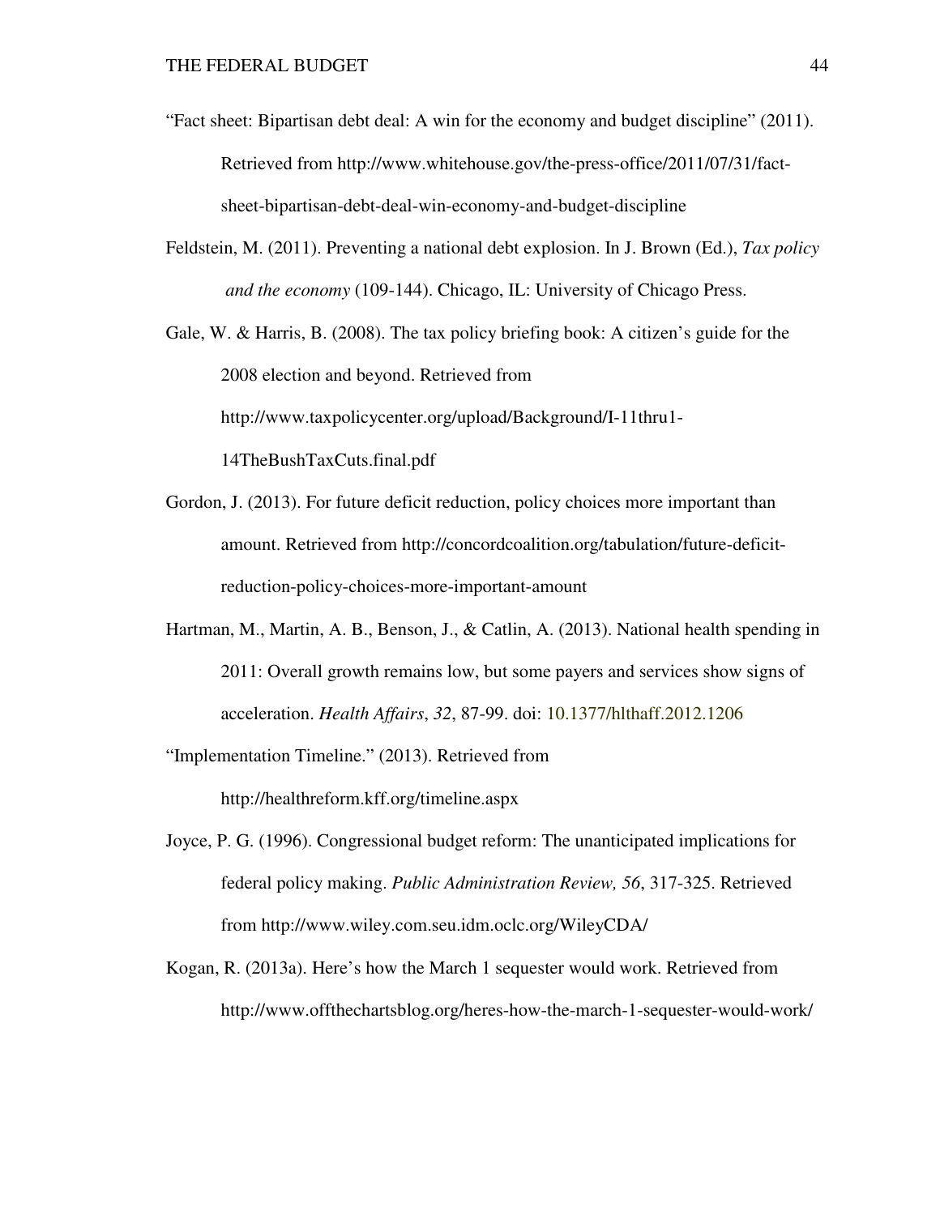"Fact sheet: Bipartisan debt deal: A win for the economy and budget discipline" (2011). Retrieved from http://www.whitehouse.gov/the-press-office/2011/07/31/fact-sheet-bipartisan-debt-deal-win-economy-and-budget-discipline

Feldstein, M. (2011). Preventing a national debt explosion. In J. Brown (Ed.), *Tax policy and the economy* (109-144). Chicago, IL: University of Chicago Press.

Gale, W. & Harris, B. (2008). The tax policy briefing book: A citizen's guide for the 2008 election and beyond. Retrieved from http://www.taxpolicycenter.org/upload/Background/I-11thru1-14TheBushTaxCuts.final.pdf

Gordon, J. (2013). For future deficit reduction, policy choices more important than amount. Retrieved from http://concordcoalition.org/tabulation/future-deficit-reduction-policy-choices-more-important-amount

Hartman, M., Martin, A. B., Benson, J., & Catlin, A. (2013). National health spending in 2011: Overall growth remains low, but some payers and services show signs of acceleration. *Health Affairs*, *32*, 87-99. doi: 10.1377/hlthaff.2012.1206

"Implementation Timeline." (2013). Retrieved from http://healthreform.kff.org/timeline.aspx

Joyce, P. G. (1996). Congressional budget reform: The unanticipated implications for federal policy making. *Public Administration Review, 56*, 317-325. Retrieved from http://www.wiley.com.seu.idm.oclc.org/WileyCDA/

Kogan, R. (2013a). Here's how the March 1 sequester would work. Retrieved from http://www.offthechartsblog.org/heres-how-the-march-1-sequester-would-work/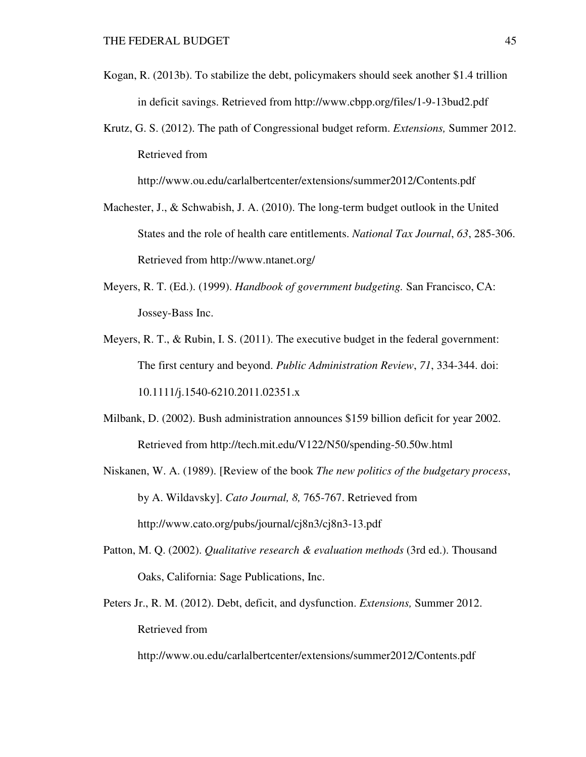Kogan, R. (2013b). To stabilize the debt, policymakers should seek another $1.4 trillion in deficit savings. Retrieved from http://www.cbpp.org/files/1-9-13bud2.pdf

Krutz, G. S. (2012). The path of Congressional budget reform. *Extensions,* Summer 2012. Retrieved from http://www.ou.edu/carlalbertcenter/extensions/summer2012/Contents.pdf

Machester, J., & Schwabish, J. A. (2010). The long-term budget outlook in the United States and the role of health care entitlements. *National Tax Journal*, *63*, 285-306. Retrieved from http://www.ntanet.org/

Meyers, R. T. (Ed.). (1999). *Handbook of government budgeting.* San Francisco, CA: Jossey-Bass Inc.

Meyers, R. T., & Rubin, I. S. (2011). The executive budget in the federal government: The first century and beyond. *Public Administration Review*, *71*, 334-344. doi: 10.1111/j.1540-6210.2011.02351.x

Milbank, D. (2002). Bush administration announces $159 billion deficit for year 2002. Retrieved from http://tech.mit.edu/V122/N50/spending-50.50w.html

Niskanen, W. A. (1989). [Review of the book *The new politics of the budgetary process*, by A. Wildavsky]. *Cato Journal, 8,* 765-767. Retrieved from http://www.cato.org/pubs/journal/cj8n3/cj8n3-13.pdf

Patton, M. Q. (2002). *Qualitative research & evaluation methods* (3rd ed.). Thousand Oaks, California: Sage Publications, Inc.

Peters Jr., R. M. (2012). Debt, deficit, and dysfunction. *Extensions,* Summer 2012. Retrieved from http://www.ou.edu/carlalbertcenter/extensions/summer2012/Contents.pdf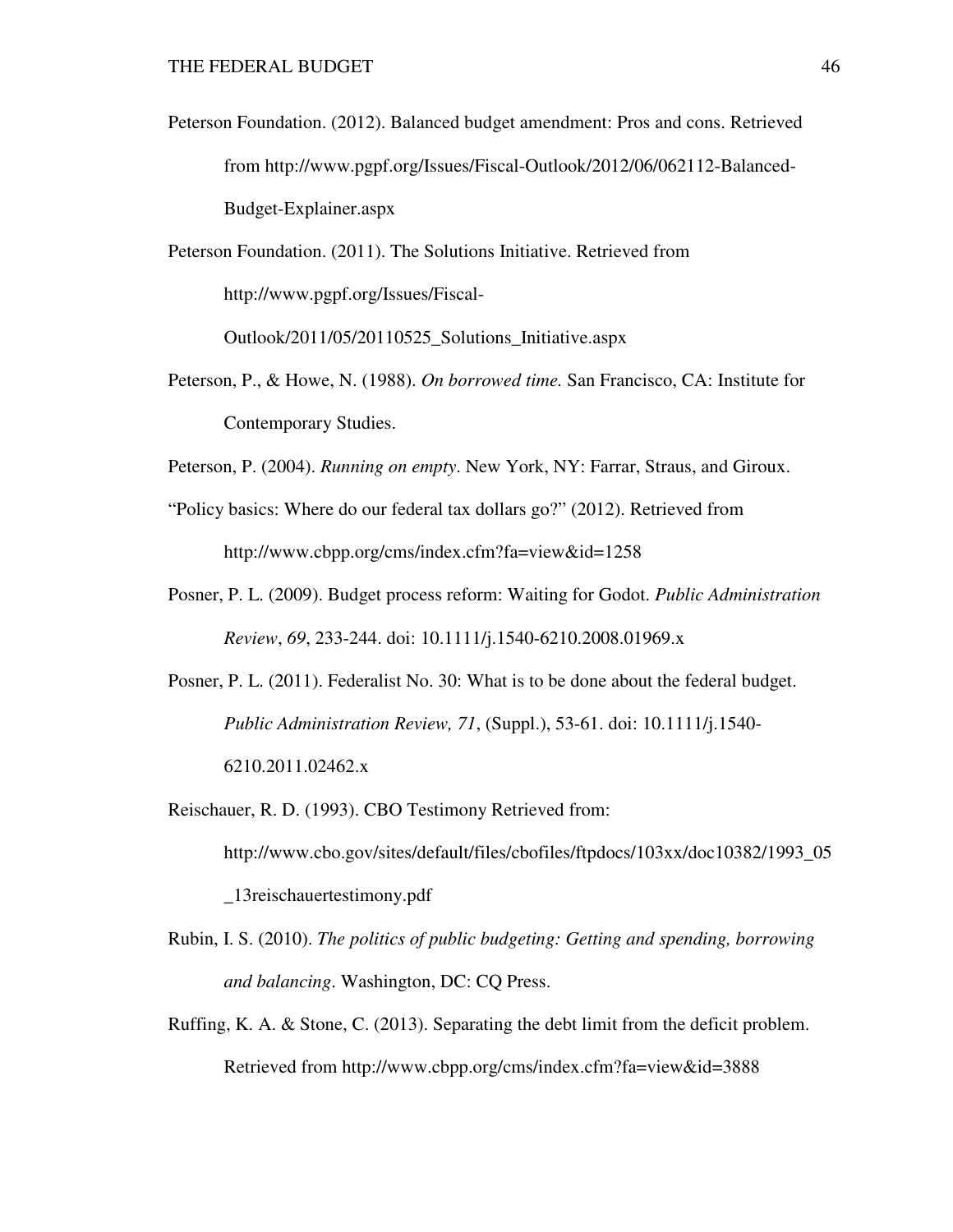Peterson Foundation. (2012). Balanced budget amendment: Pros and cons. Retrieved from http://www.pgpf.org/Issues/Fiscal-Outlook/2012/06/062112-Balanced-Budget-Explainer.aspx

Peterson Foundation. (2011). The Solutions Initiative. Retrieved from http://www.pgpf.org/Issues/Fiscal-Outlook/2011/05/20110525_Solutions_Initiative.aspx

Peterson, P., & Howe, N. (1988). *On borrowed time.* San Francisco, CA: Institute for Contemporary Studies.

Peterson, P. (2004). *Running on empty*. New York, NY: Farrar, Straus, and Giroux.

"Policy basics: Where do our federal tax dollars go?" (2012). Retrieved from http://www.cbpp.org/cms/index.cfm?fa=view&id=1258

Posner, P. L. (2009). Budget process reform: Waiting for Godot. *Public Administration Review*, *69*, 233-244. doi: 10.1111/j.1540-6210.2008.01969.x

Posner, P. L. (2011). Federalist No. 30: What is to be done about the federal budget. *Public Administration Review, 71*, (Suppl.), 53-61. doi: 10.1111/j.1540-6210.2011.02462.x

Reischauer, R. D. (1993). CBO Testimony Retrieved from: http://www.cbo.gov/sites/default/files/cbofiles/ftpdocs/103xx/doc10382/1993_05_13reischauertestimony.pdf

Rubin, I. S. (2010). *The politics of public budgeting: Getting and spending, borrowing and balancing*. Washington, DC: CQ Press.

Ruffing, K. A. & Stone, C. (2013). Separating the debt limit from the deficit problem. Retrieved from http://www.cbpp.org/cms/index.cfm?fa=view&id=3888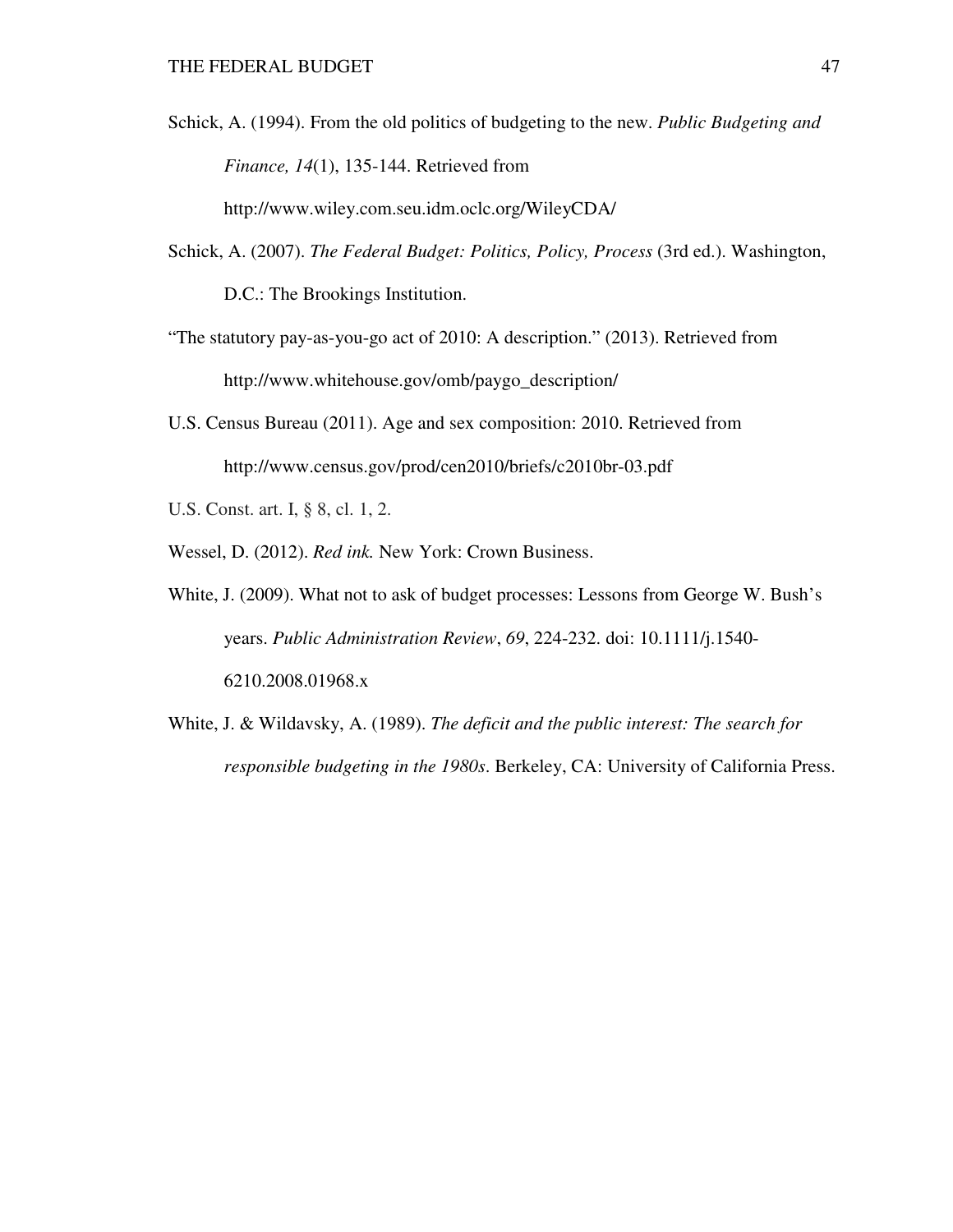Schick, A. (1994). From the old politics of budgeting to the new. *Public Budgeting and Finance, 14*(1), 135-144. Retrieved from http://www.wiley.com.seu.idm.oclc.org/WileyCDA/

Schick, A. (2007). *The Federal Budget: Politics, Policy, Process* (3rd ed.). Washington, D.C.: The Brookings Institution.

"The statutory pay-as-you-go act of 2010: A description." (2013). Retrieved from http://www.whitehouse.gov/omb/paygo_description/

U.S. Census Bureau (2011). Age and sex composition: 2010. Retrieved from http://www.census.gov/prod/cen2010/briefs/c2010br-03.pdf

U.S. Const. art. I, § 8, cl. 1, 2.

Wessel, D. (2012). *Red ink.* New York: Crown Business.

White, J. (2009). What not to ask of budget processes: Lessons from George W. Bush's years. *Public Administration Review*, *69*, 224-232. doi: 10.1111/j.1540-6210.2008.01968.x

White, J. & Wildavsky, A. (1989). *The deficit and the public interest: The search for responsible budgeting in the 1980s*. Berkeley, CA: University of California Press.